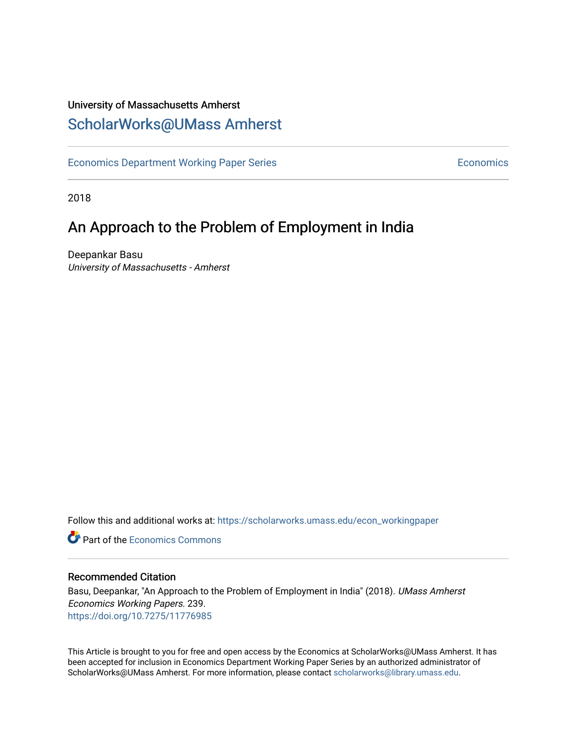University of Massachusetts Amherst

## ScholarWorks@UMass Amherst

Economics Department Working Paper Series

Economics

2018

# An Approach to the Problem of Employment in India

Deepankar Basu

*University of Massachusetts - Amherst*

Follow this and additional works at: https://scholarworks.umass.edu/econ_workingpaper

Part of the Economics Commons

### Recommended Citation

Basu, Deepankar, "An Approach to the Problem of Employment in India" (2018). *UMass Amherst Economics Working Papers*. 239.
https://doi.org/10.7275/11776985

This Article is brought to you for free and open access by the Economics at ScholarWorks@UMass Amherst. It has been accepted for inclusion in Economics Department Working Paper Series by an authorized administrator of ScholarWorks@UMass Amherst. For more information, please contact scholarworks@library.umass.edu.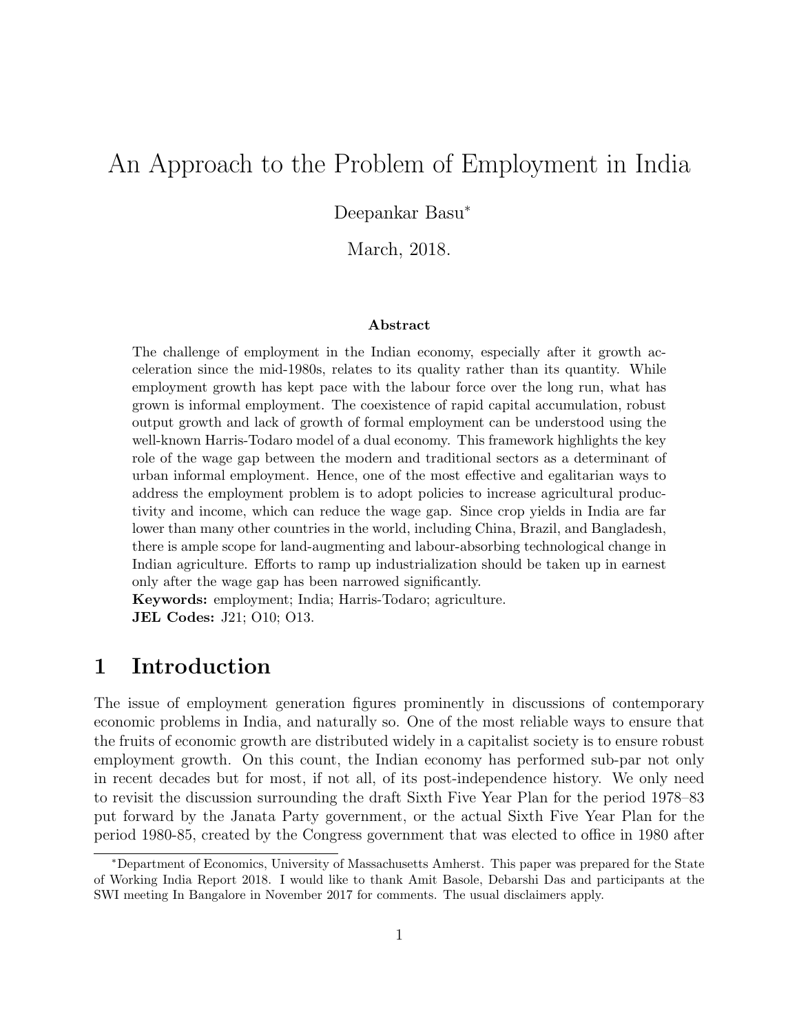# An Approach to the Problem of Employment in India

Deepankar Basu*

March, 2018.

**Abstract**

The challenge of employment in the Indian economy, especially after it growth acceleration since the mid-1980s, relates to its quality rather than its quantity. While employment growth has kept pace with the labour force over the long run, what has grown is informal employment. The coexistence of rapid capital accumulation, robust output growth and lack of growth of formal employment can be understood using the well-known Harris-Todaro model of a dual economy. This framework highlights the key role of the wage gap between the modern and traditional sectors as a determinant of urban informal employment. Hence, one of the most effective and egalitarian ways to address the employment problem is to adopt policies to increase agricultural productivity and income, which can reduce the wage gap. Since crop yields in India are far lower than many other countries in the world, including China, Brazil, and Bangladesh, there is ample scope for land-augmenting and labour-absorbing technological change in Indian agriculture. Efforts to ramp up industrialization should be taken up in earnest only after the wage gap has been narrowed significantly.

**Keywords:** employment; India; Harris-Todaro; agriculture.
**JEL Codes:** J21; O10; O13.

## 1 Introduction

The issue of employment generation figures prominently in discussions of contemporary economic problems in India, and naturally so. One of the most reliable ways to ensure that the fruits of economic growth are distributed widely in a capitalist society is to ensure robust employment growth. On this count, the Indian economy has performed sub-par not only in recent decades but for most, if not all, of its post-independence history. We only need to revisit the discussion surrounding the draft Sixth Five Year Plan for the period 1978–83 put forward by the Janata Party government, or the actual Sixth Five Year Plan for the period 1980-85, created by the Congress government that was elected to office in 1980 after

*Department of Economics, University of Massachusetts Amherst. This paper was prepared for the State of Working India Report 2018. I would like to thank Amit Basole, Debarshi Das and participants at the SWI meeting In Bangalore in November 2017 for comments. The usual disclaimers apply.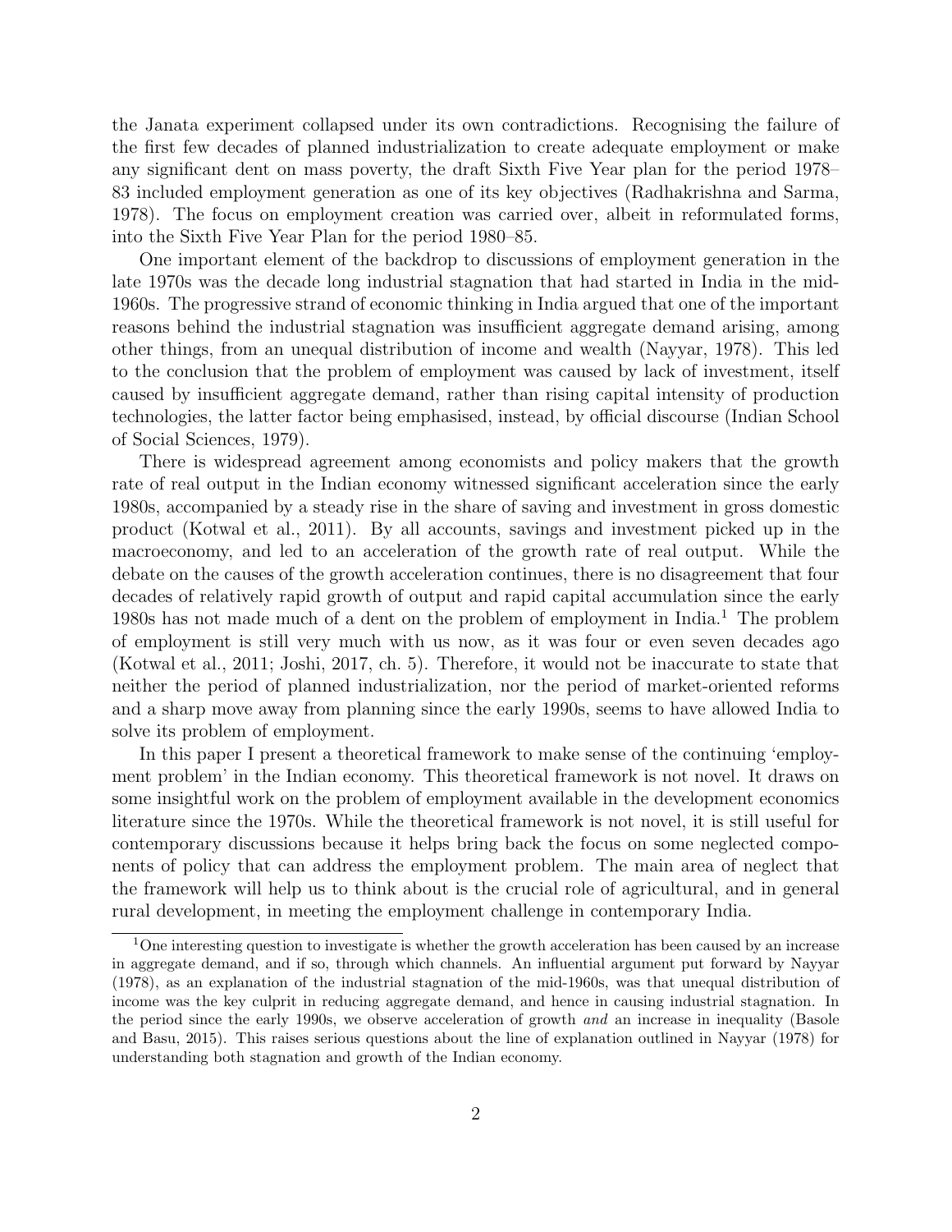the Janata experiment collapsed under its own contradictions. Recognising the failure of the first few decades of planned industrialization to create adequate employment or make any significant dent on mass poverty, the draft Sixth Five Year plan for the period 1978–83 included employment generation as one of its key objectives (Radhakrishna and Sarma, 1978). The focus on employment creation was carried over, albeit in reformulated forms, into the Sixth Five Year Plan for the period 1980–85.

One important element of the backdrop to discussions of employment generation in the late 1970s was the decade long industrial stagnation that had started in India in the mid-1960s. The progressive strand of economic thinking in India argued that one of the important reasons behind the industrial stagnation was insufficient aggregate demand arising, among other things, from an unequal distribution of income and wealth (Nayyar, 1978). This led to the conclusion that the problem of employment was caused by lack of investment, itself caused by insufficient aggregate demand, rather than rising capital intensity of production technologies, the latter factor being emphasised, instead, by official discourse (Indian School of Social Sciences, 1979).

There is widespread agreement among economists and policy makers that the growth rate of real output in the Indian economy witnessed significant acceleration since the early 1980s, accompanied by a steady rise in the share of saving and investment in gross domestic product (Kotwal et al., 2011). By all accounts, savings and investment picked up in the macroeconomy, and led to an acceleration of the growth rate of real output. While the debate on the causes of the growth acceleration continues, there is no disagreement that four decades of relatively rapid growth of output and rapid capital accumulation since the early 1980s has not made much of a dent on the problem of employment in India.[1] The problem of employment is still very much with us now, as it was four or even seven decades ago (Kotwal et al., 2011; Joshi, 2017, ch. 5). Therefore, it would not be inaccurate to state that neither the period of planned industrialization, nor the period of market-oriented reforms and a sharp move away from planning since the early 1990s, seems to have allowed India to solve its problem of employment.

In this paper I present a theoretical framework to make sense of the continuing 'employment problem' in the Indian economy. This theoretical framework is not novel. It draws on some insightful work on the problem of employment available in the development economics literature since the 1970s. While the theoretical framework is not novel, it is still useful for contemporary discussions because it helps bring back the focus on some neglected components of policy that can address the employment problem. The main area of neglect that the framework will help us to think about is the crucial role of agricultural, and in general rural development, in meeting the employment challenge in contemporary India.

[1] One interesting question to investigate is whether the growth acceleration has been caused by an increase in aggregate demand, and if so, through which channels. An influential argument put forward by Nayyar (1978), as an explanation of the industrial stagnation of the mid-1960s, was that unequal distribution of income was the key culprit in reducing aggregate demand, and hence in causing industrial stagnation. In the period since the early 1990s, we observe acceleration of growth *and* an increase in inequality (Basole and Basu, 2015). This raises serious questions about the line of explanation outlined in Nayyar (1978) for understanding both stagnation and growth of the Indian economy.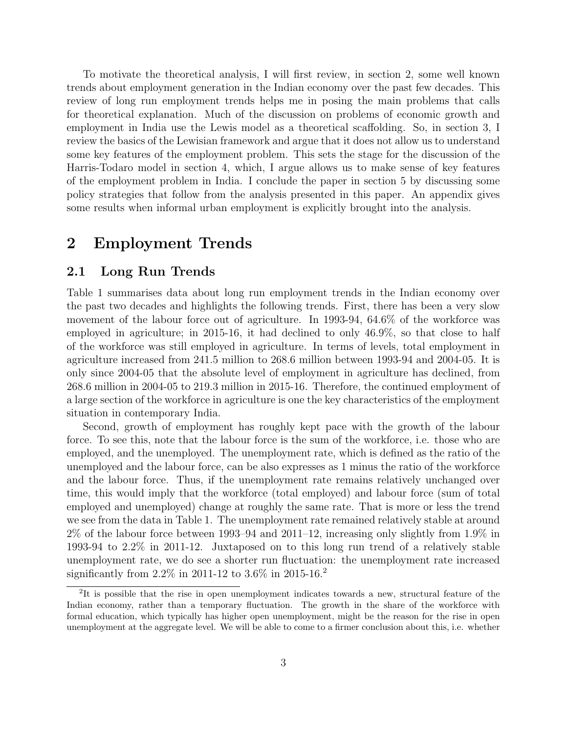To motivate the theoretical analysis, I will first review, in section 2, some well known trends about employment generation in the Indian economy over the past few decades. This review of long run employment trends helps me in posing the main problems that calls for theoretical explanation. Much of the discussion on problems of economic growth and employment in India use the Lewis model as a theoretical scaffolding. So, in section 3, I review the basics of the Lewisian framework and argue that it does not allow us to understand some key features of the employment problem. This sets the stage for the discussion of the Harris-Todaro model in section 4, which, I argue allows us to make sense of key features of the employment problem in India. I conclude the paper in section 5 by discussing some policy strategies that follow from the analysis presented in this paper. An appendix gives some results when informal urban employment is explicitly brought into the analysis.

# 2 Employment Trends

## 2.1 Long Run Trends

Table 1 summarises data about long run employment trends in the Indian economy over the past two decades and highlights the following trends. First, there has been a very slow movement of the labour force out of agriculture. In 1993-94, 64.6% of the workforce was employed in agriculture; in 2015-16, it had declined to only 46.9%, so that close to half of the workforce was still employed in agriculture. In terms of levels, total employment in agriculture increased from 241.5 million to 268.6 million between 1993-94 and 2004-05. It is only since 2004-05 that the absolute level of employment in agriculture has declined, from 268.6 million in 2004-05 to 219.3 million in 2015-16. Therefore, the continued employment of a large section of the workforce in agriculture is one the key characteristics of the employment situation in contemporary India.

Second, growth of employment has roughly kept pace with the growth of the labour force. To see this, note that the labour force is the sum of the workforce, i.e. those who are employed, and the unemployed. The unemployment rate, which is defined as the ratio of the unemployed and the labour force, can be also expresses as 1 minus the ratio of the workforce and the labour force. Thus, if the unemployment rate remains relatively unchanged over time, this would imply that the workforce (total employed) and labour force (sum of total employed and unemployed) change at roughly the same rate. That is more or less the trend we see from the data in Table 1. The unemployment rate remained relatively stable at around 2% of the labour force between 1993–94 and 2011–12, increasing only slightly from 1.9% in 1993-94 to 2.2% in 2011-12. Juxtaposed on to this long run trend of a relatively stable unemployment rate, we do see a shorter run fluctuation: the unemployment rate increased significantly from 2.2% in 2011-12 to 3.6% in 2015-16.[2]

[2]It is possible that the rise in open unemployment indicates towards a new, structural feature of the Indian economy, rather than a temporary fluctuation. The growth in the share of the workforce with formal education, which typically has higher open unemployment, might be the reason for the rise in open unemployment at the aggregate level. We will be able to come to a firmer conclusion about this, i.e. whether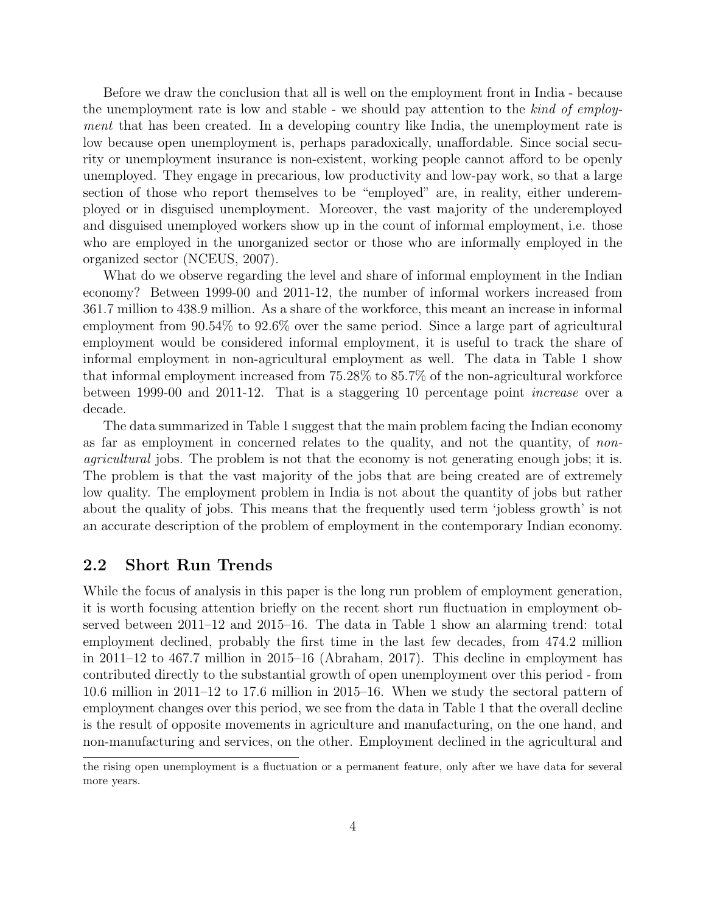Before we draw the conclusion that all is well on the employment front in India - because the unemployment rate is low and stable - we should pay attention to the *kind of employment* that has been created. In a developing country like India, the unemployment rate is low because open unemployment is, perhaps paradoxically, unaffordable. Since social security or unemployment insurance is non-existent, working people cannot afford to be openly unemployed. They engage in precarious, low productivity and low-pay work, so that a large section of those who report themselves to be "employed" are, in reality, either underemployed or in disguised unemployment. Moreover, the vast majority of the underemployed and disguised unemployed workers show up in the count of informal employment, i.e. those who are employed in the unorganized sector or those who are informally employed in the organized sector (NCEUS, 2007).

What do we observe regarding the level and share of informal employment in the Indian economy? Between 1999-00 and 2011-12, the number of informal workers increased from 361.7 million to 438.9 million. As a share of the workforce, this meant an increase in informal employment from 90.54% to 92.6% over the same period. Since a large part of agricultural employment would be considered informal employment, it is useful to track the share of informal employment in non-agricultural employment as well. The data in Table 1 show that informal employment increased from 75.28% to 85.7% of the non-agricultural workforce between 1999-00 and 2011-12. That is a staggering 10 percentage point *increase* over a decade.

The data summarized in Table 1 suggest that the main problem facing the Indian economy as far as employment in concerned relates to the quality, and not the quantity, of *non-agricultural* jobs. The problem is not that the economy is not generating enough jobs; it is. The problem is that the vast majority of the jobs that are being created are of extremely low quality. The employment problem in India is not about the quantity of jobs but rather about the quality of jobs. This means that the frequently used term 'jobless growth' is not an accurate description of the problem of employment in the contemporary Indian economy.

## 2.2 Short Run Trends

While the focus of analysis in this paper is the long run problem of employment generation, it is worth focusing attention briefly on the recent short run fluctuation in employment observed between 2011–12 and 2015–16. The data in Table 1 show an alarming trend: total employment declined, probably the first time in the last few decades, from 474.2 million in 2011–12 to 467.7 million in 2015–16 (Abraham, 2017). This decline in employment has contributed directly to the substantial growth of open unemployment over this period - from 10.6 million in 2011–12 to 17.6 million in 2015–16. When we study the sectoral pattern of employment changes over this period, we see from the data in Table 1 that the overall decline is the result of opposite movements in agriculture and manufacturing, on the one hand, and non-manufacturing and services, on the other. Employment declined in the agricultural and

the rising open unemployment is a fluctuation or a permanent feature, only after we have data for several more years.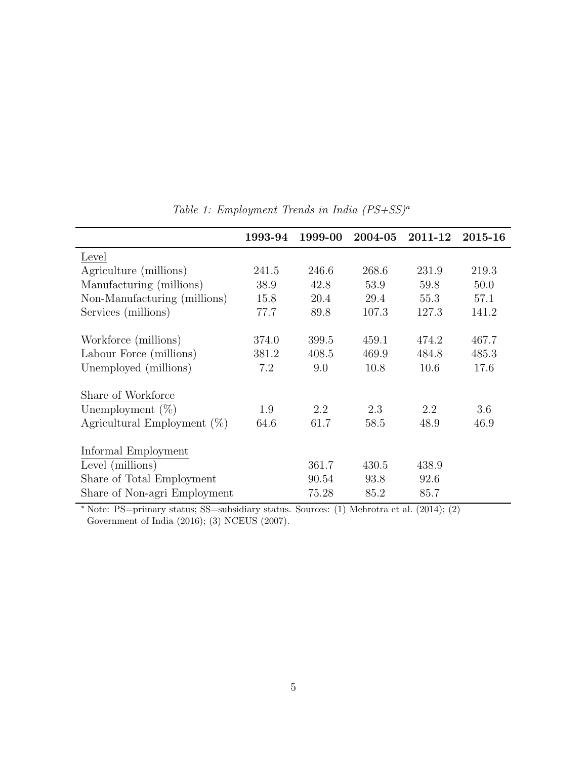*Table 1: Employment Trends in India (PS+SS)[a]*

| | **1993-94** | **1999-00** | **2004-05** | **2011-12** | **2015-16** |
|---|---|---|---|---|---|
| Level | | | | | |
| Agriculture (millions) | 241.5 | 246.6 | 268.6 | 231.9 | 219.3 |
| Manufacturing (millions) | 38.9 | 42.8 | 53.9 | 59.8 | 50.0 |
| Non-Manufacturing (millions) | 15.8 | 20.4 | 29.4 | 55.3 | 57.1 |
| Services (millions) | 77.7 | 89.8 | 107.3 | 127.3 | 141.2 |
| Workforce (millions) | 374.0 | 399.5 | 459.1 | 474.2 | 467.7 |
| Labour Force (millions) | 381.2 | 408.5 | 469.9 | 484.8 | 485.3 |
| Unemployed (millions) | 7.2 | 9.0 | 10.8 | 10.6 | 17.6 |
| Share of Workforce | | | | | |
| Unemployment (%) | 1.9 | 2.2 | 2.3 | 2.2 | 3.6 |
| Agricultural Employment (%) | 64.6 | 61.7 | 58.5 | 48.9 | 46.9 |
| Informal Employment | | | | | |
| Level (millions) | | 361.7 | 430.5 | 438.9 | |
| Share of Total Employment | | 90.54 | 93.8 | 92.6 | |
| Share of Non-agri Employment | | 75.28 | 85.2 | 85.7 | |

[*] Note: PS=primary status; SS=subsidiary status. Sources: (1) Mehrotra et al. (2014); (2) Government of India (2016); (3) NCEUS (2007).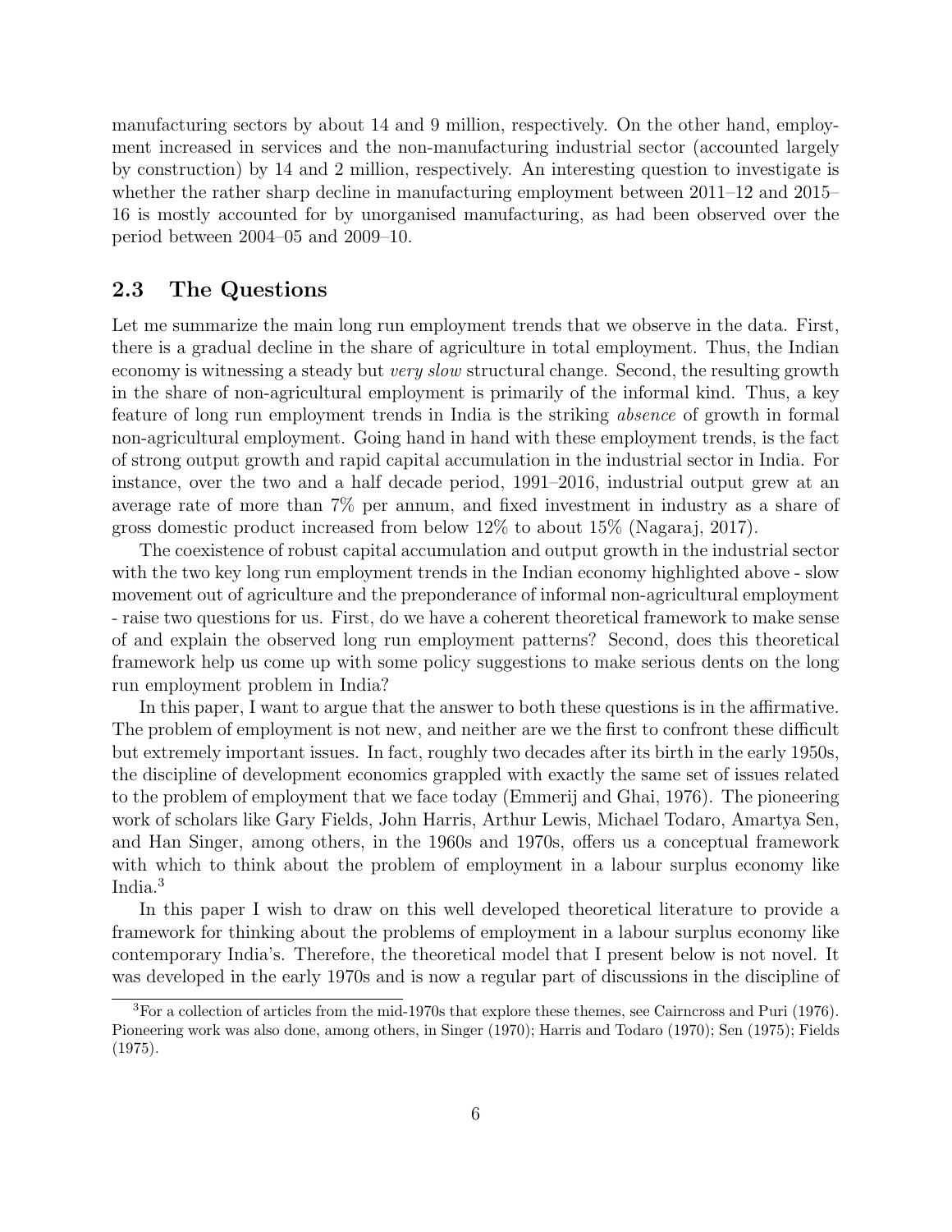manufacturing sectors by about 14 and 9 million, respectively. On the other hand, employment increased in services and the non-manufacturing industrial sector (accounted largely by construction) by 14 and 2 million, respectively. An interesting question to investigate is whether the rather sharp decline in manufacturing employment between 2011–12 and 2015–16 is mostly accounted for by unorganised manufacturing, as had been observed over the period between 2004–05 and 2009–10.

## 2.3 The Questions

Let me summarize the main long run employment trends that we observe in the data. First, there is a gradual decline in the share of agriculture in total employment. Thus, the Indian economy is witnessing a steady but *very slow* structural change. Second, the resulting growth in the share of non-agricultural employment is primarily of the informal kind. Thus, a key feature of long run employment trends in India is the striking *absence* of growth in formal non-agricultural employment. Going hand in hand with these employment trends, is the fact of strong output growth and rapid capital accumulation in the industrial sector in India. For instance, over the two and a half decade period, 1991–2016, industrial output grew at an average rate of more than 7% per annum, and fixed investment in industry as a share of gross domestic product increased from below 12% to about 15% (Nagaraj, 2017).

The coexistence of robust capital accumulation and output growth in the industrial sector with the two key long run employment trends in the Indian economy highlighted above - slow movement out of agriculture and the preponderance of informal non-agricultural employment - raise two questions for us. First, do we have a coherent theoretical framework to make sense of and explain the observed long run employment patterns? Second, does this theoretical framework help us come up with some policy suggestions to make serious dents on the long run employment problem in India?

In this paper, I want to argue that the answer to both these questions is in the affirmative. The problem of employment is not new, and neither are we the first to confront these difficult but extremely important issues. In fact, roughly two decades after its birth in the early 1950s, the discipline of development economics grappled with exactly the same set of issues related to the problem of employment that we face today (Emmerij and Ghai, 1976). The pioneering work of scholars like Gary Fields, John Harris, Arthur Lewis, Michael Todaro, Amartya Sen, and Han Singer, among others, in the 1960s and 1970s, offers us a conceptual framework with which to think about the problem of employment in a labour surplus economy like India.[3]

In this paper I wish to draw on this well developed theoretical literature to provide a framework for thinking about the problems of employment in a labour surplus economy like contemporary India's. Therefore, the theoretical model that I present below is not novel. It was developed in the early 1970s and is now a regular part of discussions in the discipline of

[3] For a collection of articles from the mid-1970s that explore these themes, see Cairncross and Puri (1976). Pioneering work was also done, among others, in Singer (1970); Harris and Todaro (1970); Sen (1975); Fields (1975).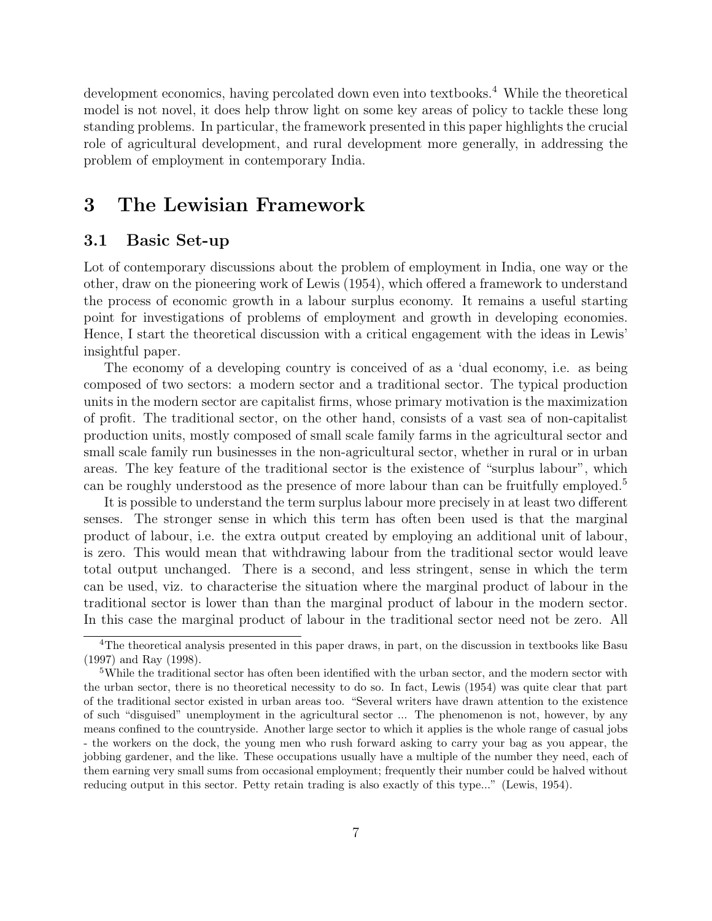development economics, having percolated down even into textbooks.[4] While the theoretical model is not novel, it does help throw light on some key areas of policy to tackle these long standing problems. In particular, the framework presented in this paper highlights the crucial role of agricultural development, and rural development more generally, in addressing the problem of employment in contemporary India.

# 3 The Lewisian Framework

## 3.1 Basic Set-up

Lot of contemporary discussions about the problem of employment in India, one way or the other, draw on the pioneering work of Lewis (1954), which offered a framework to understand the process of economic growth in a labour surplus economy. It remains a useful starting point for investigations of problems of employment and growth in developing economies. Hence, I start the theoretical discussion with a critical engagement with the ideas in Lewis' insightful paper.

The economy of a developing country is conceived of as a 'dual economy, i.e. as being composed of two sectors: a modern sector and a traditional sector. The typical production units in the modern sector are capitalist firms, whose primary motivation is the maximization of profit. The traditional sector, on the other hand, consists of a vast sea of non-capitalist production units, mostly composed of small scale family farms in the agricultural sector and small scale family run businesses in the non-agricultural sector, whether in rural or in urban areas. The key feature of the traditional sector is the existence of "surplus labour", which can be roughly understood as the presence of more labour than can be fruitfully employed.[5]

It is possible to understand the term surplus labour more precisely in at least two different senses. The stronger sense in which this term has often been used is that the marginal product of labour, i.e. the extra output created by employing an additional unit of labour, is zero. This would mean that withdrawing labour from the traditional sector would leave total output unchanged. There is a second, and less stringent, sense in which the term can be used, viz. to characterise the situation where the marginal product of labour in the traditional sector is lower than than the marginal product of labour in the modern sector. In this case the marginal product of labour in the traditional sector need not be zero. All

---

[4] The theoretical analysis presented in this paper draws, in part, on the discussion in textbooks like Basu (1997) and Ray (1998).

[5] While the traditional sector has often been identified with the urban sector, and the modern sector with the urban sector, there is no theoretical necessity to do so. In fact, Lewis (1954) was quite clear that part of the traditional sector existed in urban areas too. "Several writers have drawn attention to the existence of such "disguised" unemployment in the agricultural sector ... The phenomenon is not, however, by any means confined to the countryside. Another large sector to which it applies is the whole range of casual jobs - the workers on the dock, the young men who rush forward asking to carry your bag as you appear, the jobbing gardener, and the like. These occupations usually have a multiple of the number they need, each of them earning very small sums from occasional employment; frequently their number could be halved without reducing output in this sector. Petty retain trading is also exactly of this type..." (Lewis, 1954).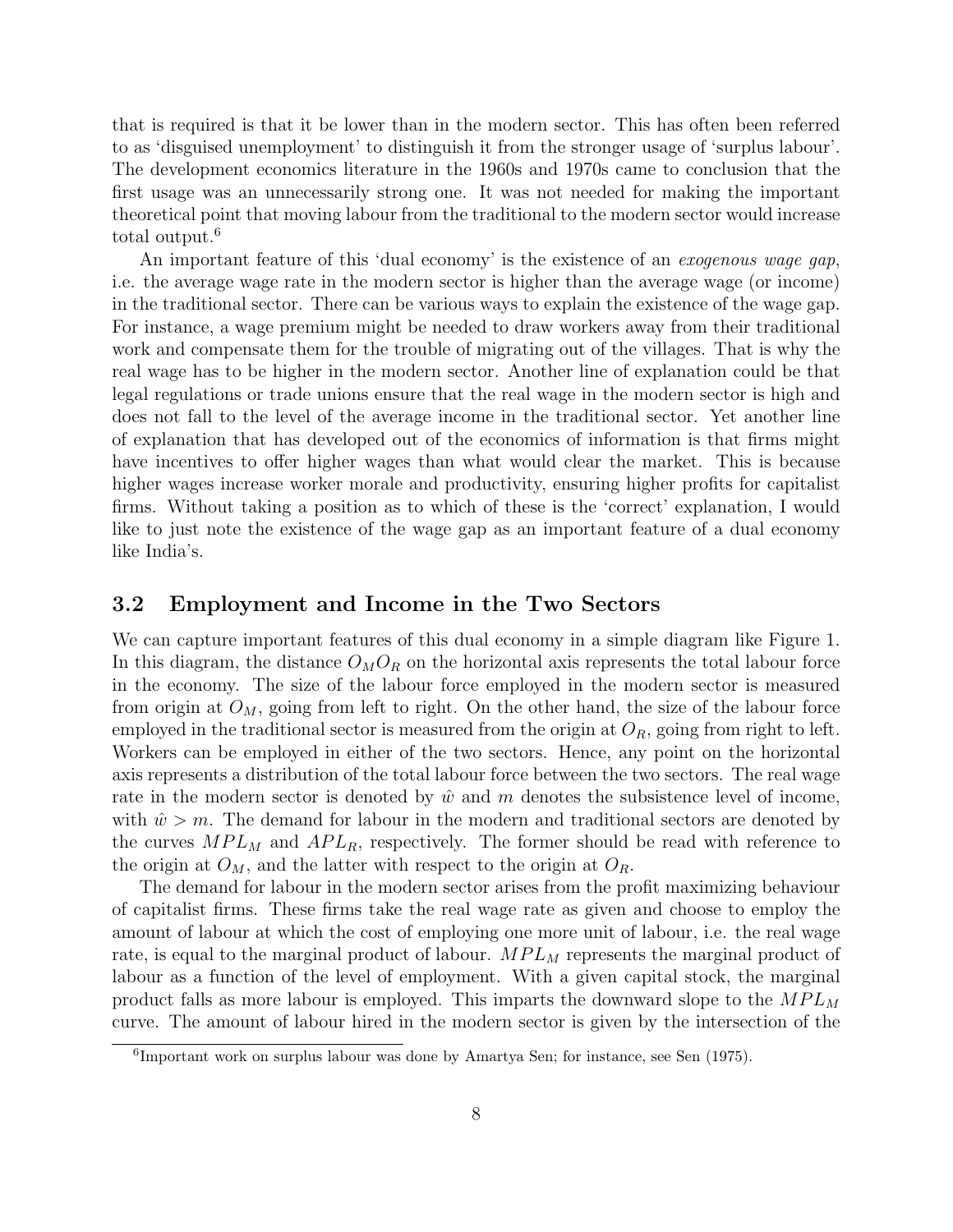that is required is that it be lower than in the modern sector. This has often been referred to as 'disguised unemployment' to distinguish it from the stronger usage of 'surplus labour'. The development economics literature in the 1960s and 1970s came to conclusion that the first usage was an unnecessarily strong one. It was not needed for making the important theoretical point that moving labour from the traditional to the modern sector would increase total output.[6]

An important feature of this 'dual economy' is the existence of an *exogenous wage gap*, i.e. the average wage rate in the modern sector is higher than the average wage (or income) in the traditional sector. There can be various ways to explain the existence of the wage gap. For instance, a wage premium might be needed to draw workers away from their traditional work and compensate them for the trouble of migrating out of the villages. That is why the real wage has to be higher in the modern sector. Another line of explanation could be that legal regulations or trade unions ensure that the real wage in the modern sector is high and does not fall to the level of the average income in the traditional sector. Yet another line of explanation that has developed out of the economics of information is that firms might have incentives to offer higher wages than what would clear the market. This is because higher wages increase worker morale and productivity, ensuring higher profits for capitalist firms. Without taking a position as to which of these is the 'correct' explanation, I would like to just note the existence of the wage gap as an important feature of a dual economy like India's.

## 3.2 Employment and Income in the Two Sectors

We can capture important features of this dual economy in a simple diagram like Figure 1. In this diagram, the distance $O_M O_R$ on the horizontal axis represents the total labour force in the economy. The size of the labour force employed in the modern sector is measured from origin at $O_M$, going from left to right. On the other hand, the size of the labour force employed in the traditional sector is measured from the origin at $O_R$, going from right to left. Workers can be employed in either of the two sectors. Hence, any point on the horizontal axis represents a distribution of the total labour force between the two sectors. The real wage rate in the modern sector is denoted by $\hat{w}$ and $m$ denotes the subsistence level of income, with $\hat{w} > m$. The demand for labour in the modern and traditional sectors are denoted by the curves $MPL_M$ and $APL_R$, respectively. The former should be read with reference to the origin at $O_M$, and the latter with respect to the origin at $O_R$.

The demand for labour in the modern sector arises from the profit maximizing behaviour of capitalist firms. These firms take the real wage rate as given and choose to employ the amount of labour at which the cost of employing one more unit of labour, i.e. the real wage rate, is equal to the marginal product of labour. $MPL_M$ represents the marginal product of labour as a function of the level of employment. With a given capital stock, the marginal product falls as more labour is employed. This imparts the downward slope to the $MPL_M$ curve. The amount of labour hired in the modern sector is given by the intersection of the

[6] Important work on surplus labour was done by Amartya Sen; for instance, see Sen (1975).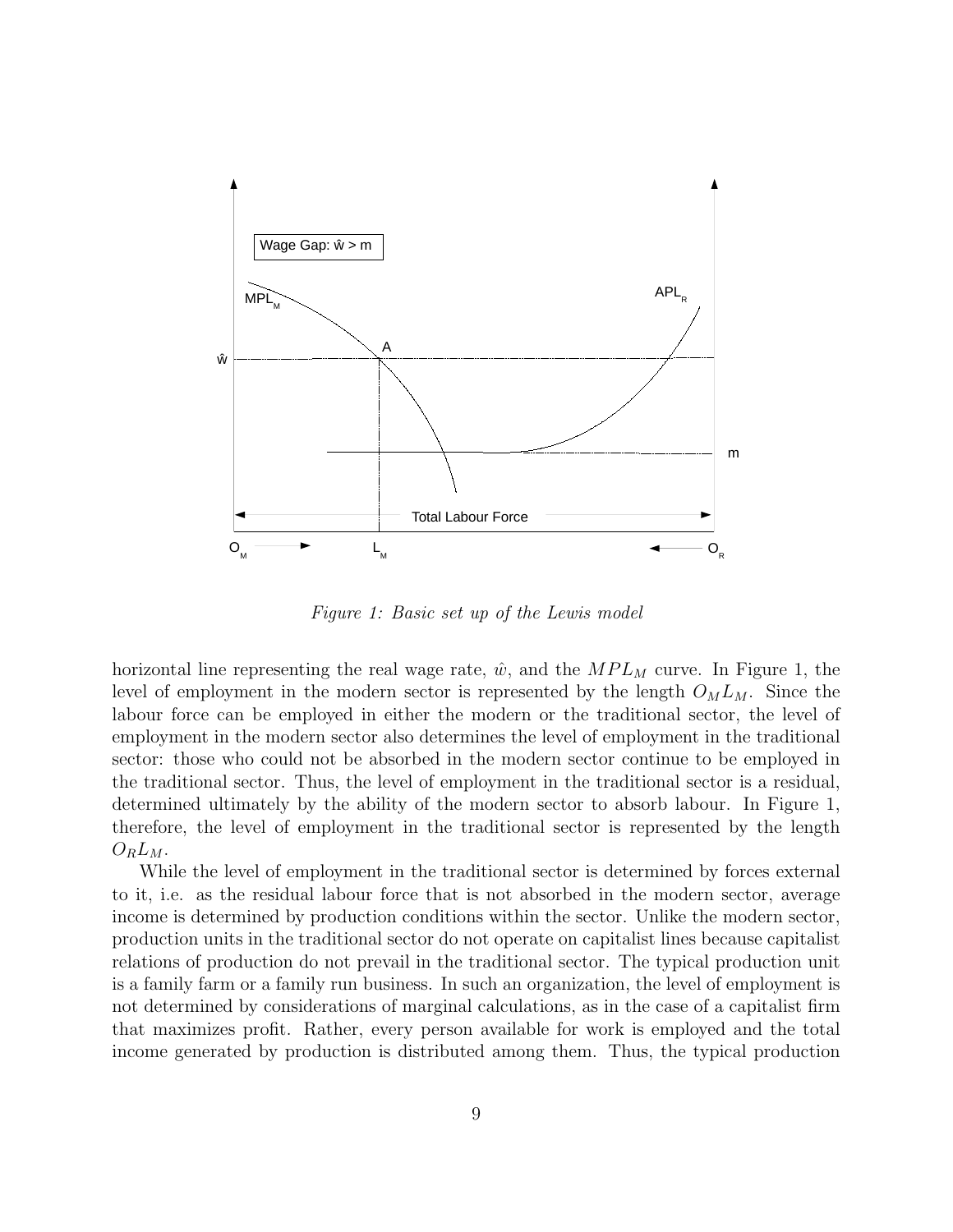*Figure 1: Basic set up of the Lewis model*

horizontal line representing the real wage rate, $\hat{w}$, and the $MPL_M$ curve. In Figure 1, the level of employment in the modern sector is represented by the length $O_M L_M$. Since the labour force can be employed in either the modern or the traditional sector, the level of employment in the modern sector also determines the level of employment in the traditional sector: those who could not be absorbed in the modern sector continue to be employed in the traditional sector. Thus, the level of employment in the traditional sector is a residual, determined ultimately by the ability of the modern sector to absorb labour. In Figure 1, therefore, the level of employment in the traditional sector is represented by the length $O_R L_M$.

While the level of employment in the traditional sector is determined by forces external to it, i.e. as the residual labour force that is not absorbed in the modern sector, average income is determined by production conditions within the sector. Unlike the modern sector, production units in the traditional sector do not operate on capitalist lines because capitalist relations of production do not prevail in the traditional sector. The typical production unit is a family farm or a family run business. In such an organization, the level of employment is not determined by considerations of marginal calculations, as in the case of a capitalist firm that maximizes profit. Rather, every person available for work is employed and the total income generated by production is distributed among them. Thus, the typical production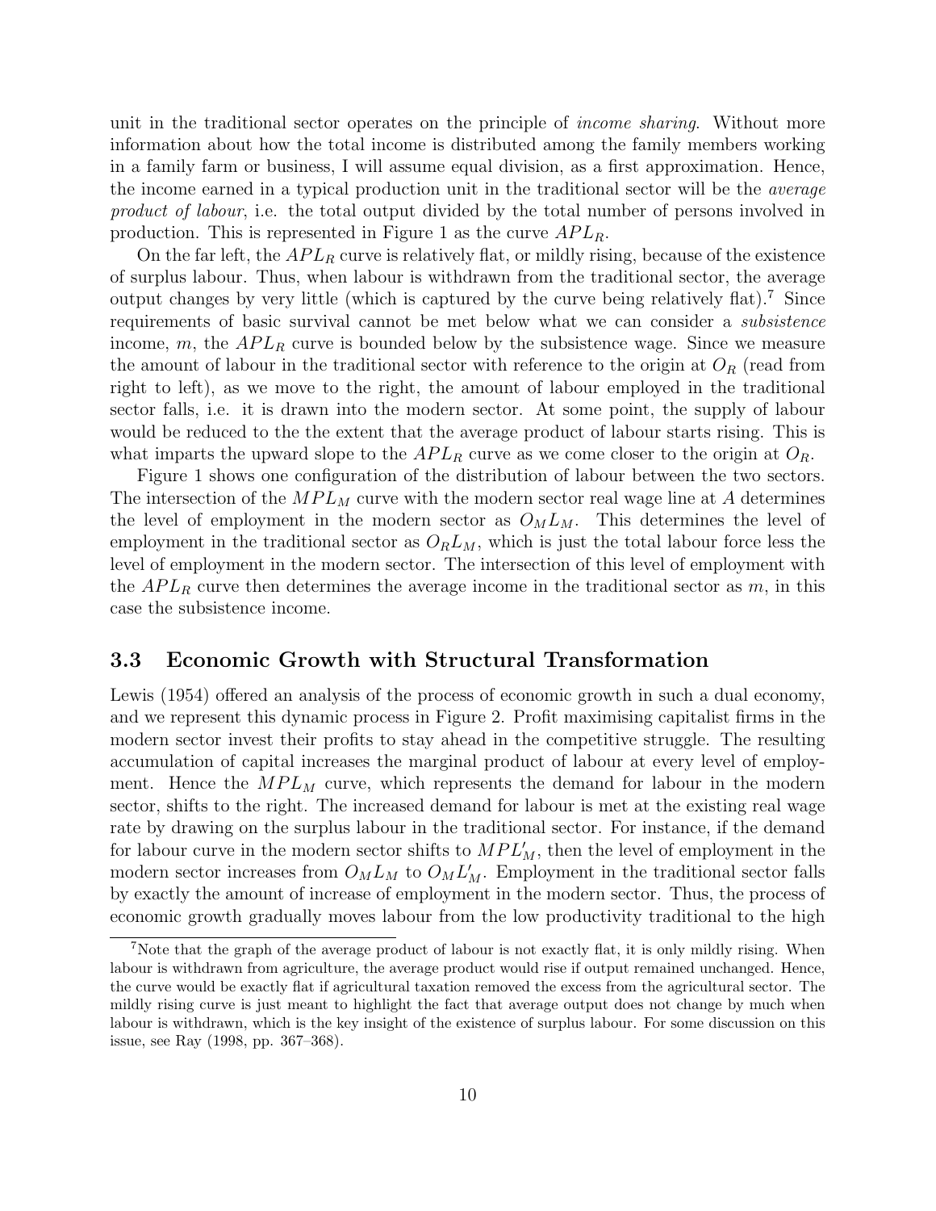unit in the traditional sector operates on the principle of *income sharing*. Without more information about how the total income is distributed among the family members working in a family farm or business, I will assume equal division, as a first approximation. Hence, the income earned in a typical production unit in the traditional sector will be the *average product of labour*, i.e. the total output divided by the total number of persons involved in production. This is represented in Figure 1 as the curve $APL_R$.

On the far left, the $APL_R$ curve is relatively flat, or mildly rising, because of the existence of surplus labour. Thus, when labour is withdrawn from the traditional sector, the average output changes by very little (which is captured by the curve being relatively flat).[7] Since requirements of basic survival cannot be met below what we can consider a *subsistence* income, $m$, the $APL_R$ curve is bounded below by the subsistence wage. Since we measure the amount of labour in the traditional sector with reference to the origin at $O_R$ (read from right to left), as we move to the right, the amount of labour employed in the traditional sector falls, i.e. it is drawn into the modern sector. At some point, the supply of labour would be reduced to the the extent that the average product of labour starts rising. This is what imparts the upward slope to the $APL_R$ curve as we come closer to the origin at $O_R$.

Figure 1 shows one configuration of the distribution of labour between the two sectors. The intersection of the $MPL_M$ curve with the modern sector real wage line at $A$ determines the level of employment in the modern sector as $O_M L_M$. This determines the level of employment in the traditional sector as $O_R L_M$, which is just the total labour force less the level of employment in the modern sector. The intersection of this level of employment with the $APL_R$ curve then determines the average income in the traditional sector as $m$, in this case the subsistence income.

### 3.3 Economic Growth with Structural Transformation

Lewis (1954) offered an analysis of the process of economic growth in such a dual economy, and we represent this dynamic process in Figure 2. Profit maximising capitalist firms in the modern sector invest their profits to stay ahead in the competitive struggle. The resulting accumulation of capital increases the marginal product of labour at every level of employment. Hence the $MPL_M$ curve, which represents the demand for labour in the modern sector, shifts to the right. The increased demand for labour is met at the existing real wage rate by drawing on the surplus labour in the traditional sector. For instance, if the demand for labour curve in the modern sector shifts to $MPL'_M$, then the level of employment in the modern sector increases from $O_M L_M$ to $O_M L'_M$. Employment in the traditional sector falls by exactly the amount of increase of employment in the modern sector. Thus, the process of economic growth gradually moves labour from the low productivity traditional to the high

[7]Note that the graph of the average product of labour is not exactly flat, it is only mildly rising. When labour is withdrawn from agriculture, the average product would rise if output remained unchanged. Hence, the curve would be exactly flat if agricultural taxation removed the excess from the agricultural sector. The mildly rising curve is just meant to highlight the fact that average output does not change by much when labour is withdrawn, which is the key insight of the existence of surplus labour. For some discussion on this issue, see Ray (1998, pp. 367–368).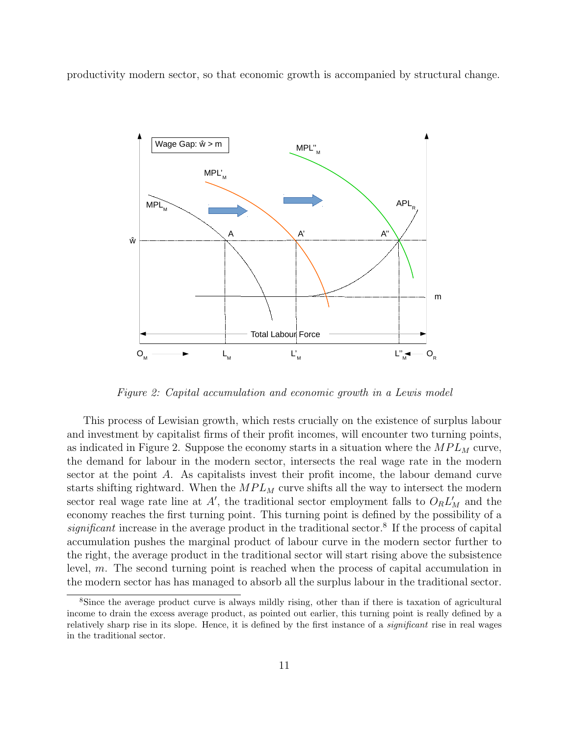productivity modern sector, so that economic growth is accompanied by structural change.

*Figure 2: Capital accumulation and economic growth in a Lewis model*

This process of Lewisian growth, which rests crucially on the existence of surplus labour and investment by capitalist firms of their profit incomes, will encounter two turning points, as indicated in Figure 2. Suppose the economy starts in a situation where the $MPL_M$ curve, the demand for labour in the modern sector, intersects the real wage rate in the modern sector at the point $A$. As capitalists invest their profit income, the labour demand curve starts shifting rightward. When the $MPL_M$ curve shifts all the way to intersect the modern sector real wage rate line at $A'$, the traditional sector employment falls to $O_R L'_M$ and the economy reaches the first turning point. This turning point is defined by the possibility of a *significant* increase in the average product in the traditional sector.[8] If the process of capital accumulation pushes the marginal product of labour curve in the modern sector further to the right, the average product in the traditional sector will start rising above the subsistence level, $m$. The second turning point is reached when the process of capital accumulation in the modern sector has has managed to absorb all the surplus labour in the traditional sector.

[8] Since the average product curve is always mildly rising, other than if there is taxation of agricultural income to drain the excess average product, as pointed out earlier, this turning point is really defined by a relatively sharp rise in its slope. Hence, it is defined by the first instance of a *significant* rise in real wages in the traditional sector.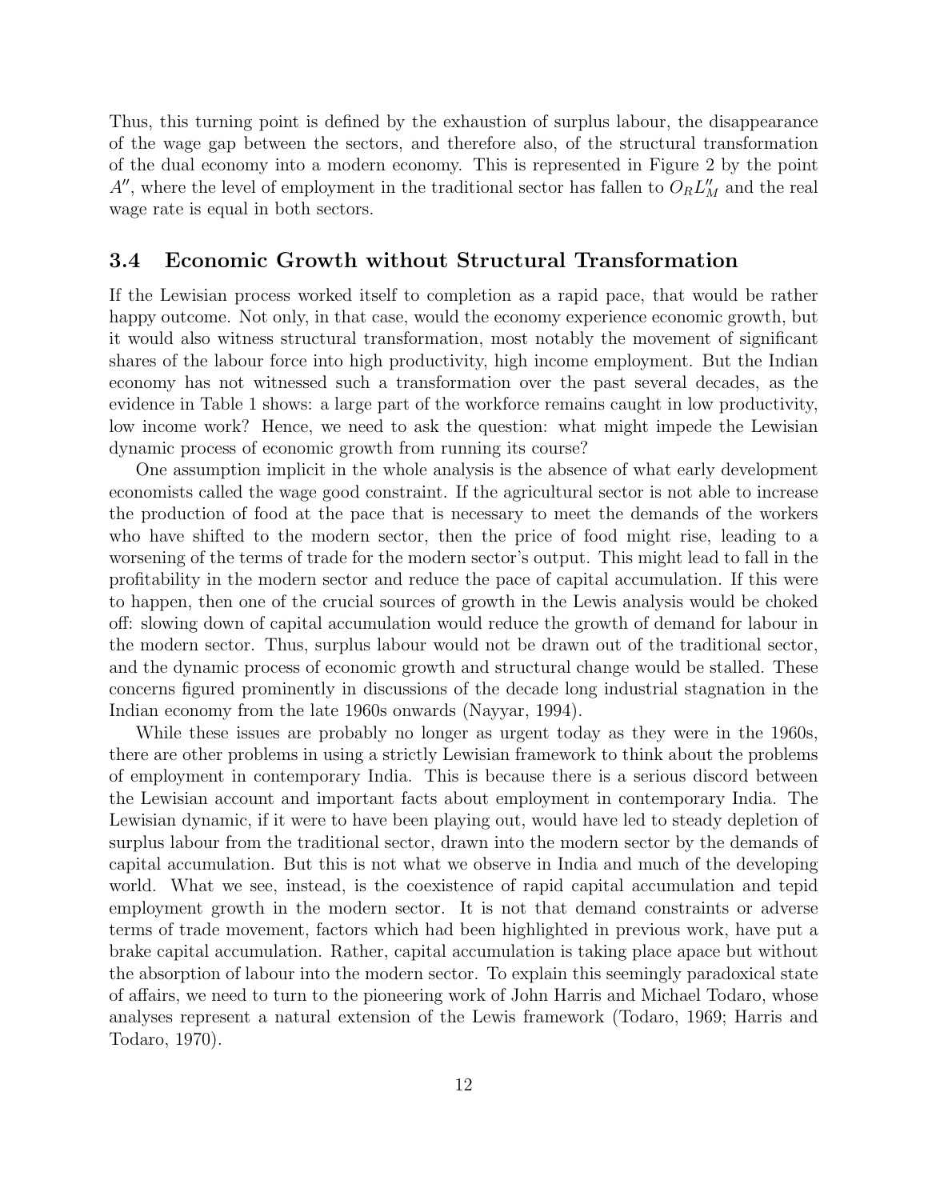Thus, this turning point is defined by the exhaustion of surplus labour, the disappearance of the wage gap between the sectors, and therefore also, of the structural transformation of the dual economy into a modern economy. This is represented in Figure 2 by the point $A''$, where the level of employment in the traditional sector has fallen to $O_R L''_M$ and the real wage rate is equal in both sectors.

### 3.4 Economic Growth without Structural Transformation

If the Lewisian process worked itself to completion as a rapid pace, that would be rather happy outcome. Not only, in that case, would the economy experience economic growth, but it would also witness structural transformation, most notably the movement of significant shares of the labour force into high productivity, high income employment. But the Indian economy has not witnessed such a transformation over the past several decades, as the evidence in Table 1 shows: a large part of the workforce remains caught in low productivity, low income work? Hence, we need to ask the question: what might impede the Lewisian dynamic process of economic growth from running its course?

One assumption implicit in the whole analysis is the absence of what early development economists called the wage good constraint. If the agricultural sector is not able to increase the production of food at the pace that is necessary to meet the demands of the workers who have shifted to the modern sector, then the price of food might rise, leading to a worsening of the terms of trade for the modern sector's output. This might lead to fall in the profitability in the modern sector and reduce the pace of capital accumulation. If this were to happen, then one of the crucial sources of growth in the Lewis analysis would be choked off: slowing down of capital accumulation would reduce the growth of demand for labour in the modern sector. Thus, surplus labour would not be drawn out of the traditional sector, and the dynamic process of economic growth and structural change would be stalled. These concerns figured prominently in discussions of the decade long industrial stagnation in the Indian economy from the late 1960s onwards (Nayyar, 1994).

While these issues are probably no longer as urgent today as they were in the 1960s, there are other problems in using a strictly Lewisian framework to think about the problems of employment in contemporary India. This is because there is a serious discord between the Lewisian account and important facts about employment in contemporary India. The Lewisian dynamic, if it were to have been playing out, would have led to steady depletion of surplus labour from the traditional sector, drawn into the modern sector by the demands of capital accumulation. But this is not what we observe in India and much of the developing world. What we see, instead, is the coexistence of rapid capital accumulation and tepid employment growth in the modern sector. It is not that demand constraints or adverse terms of trade movement, factors which had been highlighted in previous work, have put a brake capital accumulation. Rather, capital accumulation is taking place apace but without the absorption of labour into the modern sector. To explain this seemingly paradoxical state of affairs, we need to turn to the pioneering work of John Harris and Michael Todaro, whose analyses represent a natural extension of the Lewis framework (Todaro, 1969; Harris and Todaro, 1970).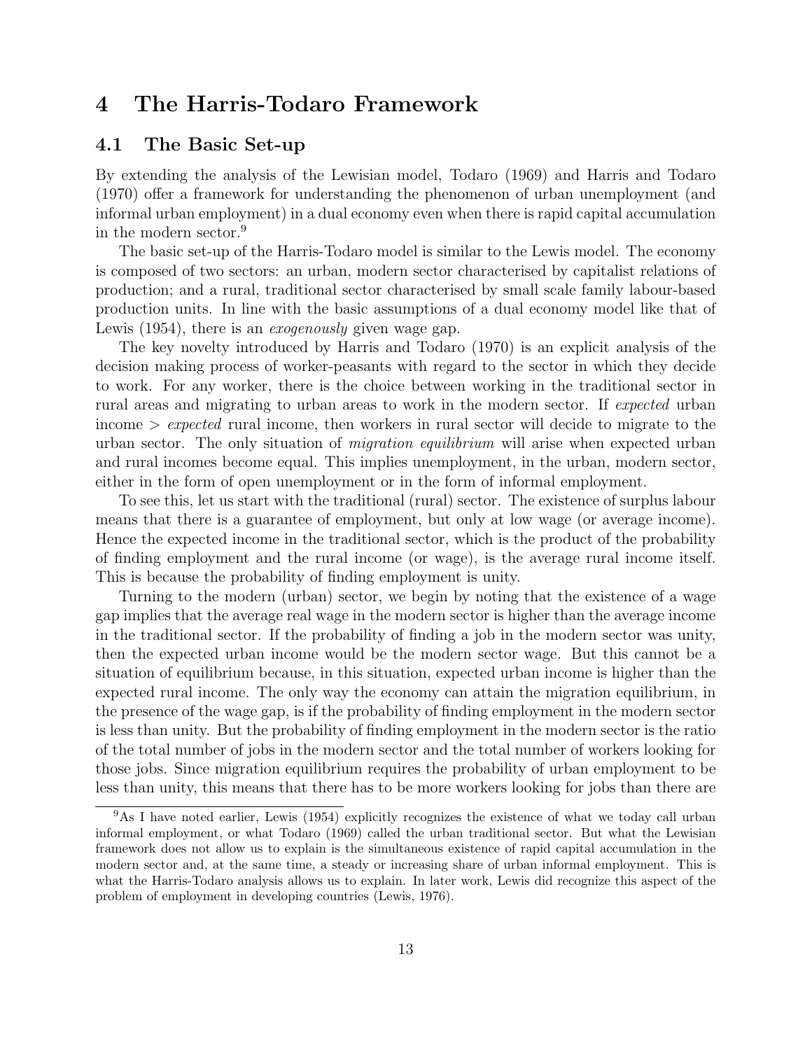# 4 The Harris-Todaro Framework

## 4.1 The Basic Set-up

By extending the analysis of the Lewisian model, Todaro (1969) and Harris and Todaro (1970) offer a framework for understanding the phenomenon of urban unemployment (and informal urban employment) in a dual economy even when there is rapid capital accumulation in the modern sector.[9]

The basic set-up of the Harris-Todaro model is similar to the Lewis model. The economy is composed of two sectors: an urban, modern sector characterised by capitalist relations of production; and a rural, traditional sector characterised by small scale family labour-based production units. In line with the basic assumptions of a dual economy model like that of Lewis (1954), there is an *exogenously* given wage gap.

The key novelty introduced by Harris and Todaro (1970) is an explicit analysis of the decision making process of worker-peasants with regard to the sector in which they decide to work. For any worker, there is the choice between working in the traditional sector in rural areas and migrating to urban areas to work in the modern sector. If *expected* urban income > *expected* rural income, then workers in rural sector will decide to migrate to the urban sector. The only situation of *migration equilibrium* will arise when expected urban and rural incomes become equal. This implies unemployment, in the urban, modern sector, either in the form of open unemployment or in the form of informal employment.

To see this, let us start with the traditional (rural) sector. The existence of surplus labour means that there is a guarantee of employment, but only at low wage (or average income). Hence the expected income in the traditional sector, which is the product of the probability of finding employment and the rural income (or wage), is the average rural income itself. This is because the probability of finding employment is unity.

Turning to the modern (urban) sector, we begin by noting that the existence of a wage gap implies that the average real wage in the modern sector is higher than the average income in the traditional sector. If the probability of finding a job in the modern sector was unity, then the expected urban income would be the modern sector wage. But this cannot be a situation of equilibrium because, in this situation, expected urban income is higher than the expected rural income. The only way the economy can attain the migration equilibrium, in the presence of the wage gap, is if the probability of finding employment in the modern sector is less than unity. But the probability of finding employment in the modern sector is the ratio of the total number of jobs in the modern sector and the total number of workers looking for those jobs. Since migration equilibrium requires the probability of urban employment to be less than unity, this means that there has to be more workers looking for jobs than there are

[9] As I have noted earlier, Lewis (1954) explicitly recognizes the existence of what we today call urban informal employment, or what Todaro (1969) called the urban traditional sector. But what the Lewisian framework does not allow us to explain is the simultaneous existence of rapid capital accumulation in the modern sector and, at the same time, a steady or increasing share of urban informal employment. This is what the Harris-Todaro analysis allows us to explain. In later work, Lewis did recognize this aspect of the problem of employment in developing countries (Lewis, 1976).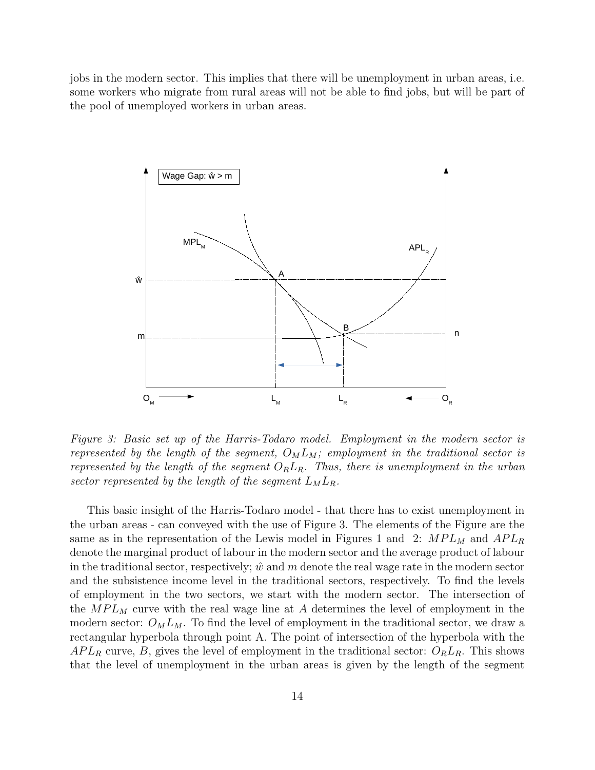jobs in the modern sector. This implies that there will be unemployment in urban areas, i.e. some workers who migrate from rural areas will not be able to find jobs, but will be part of the pool of unemployed workers in urban areas.

*Figure 3: Basic set up of the Harris-Todaro model. Employment in the modern sector is represented by the length of the segment, $O_M L_M$; employment in the traditional sector is represented by the length of the segment $O_R L_R$. Thus, there is unemployment in the urban sector represented by the length of the segment $L_M L_R$.*

This basic insight of the Harris-Todaro model - that there has to exist unemployment in the urban areas - can conveyed with the use of Figure 3. The elements of the Figure are the same as in the representation of the Lewis model in Figures 1 and 2: $MPL_M$ and $APL_R$ denote the marginal product of labour in the modern sector and the average product of labour in the traditional sector, respectively; $\hat{w}$ and $m$ denote the real wage rate in the modern sector and the subsistence income level in the traditional sectors, respectively. To find the levels of employment in the two sectors, we start with the modern sector. The intersection of the $MPL_M$ curve with the real wage line at $A$ determines the level of employment in the modern sector: $O_M L_M$. To find the level of employment in the traditional sector, we draw a rectangular hyperbola through point A. The point of intersection of the hyperbola with the $APL_R$ curve, $B$, gives the level of employment in the traditional sector: $O_R L_R$. This shows that the level of unemployment in the urban areas is given by the length of the segment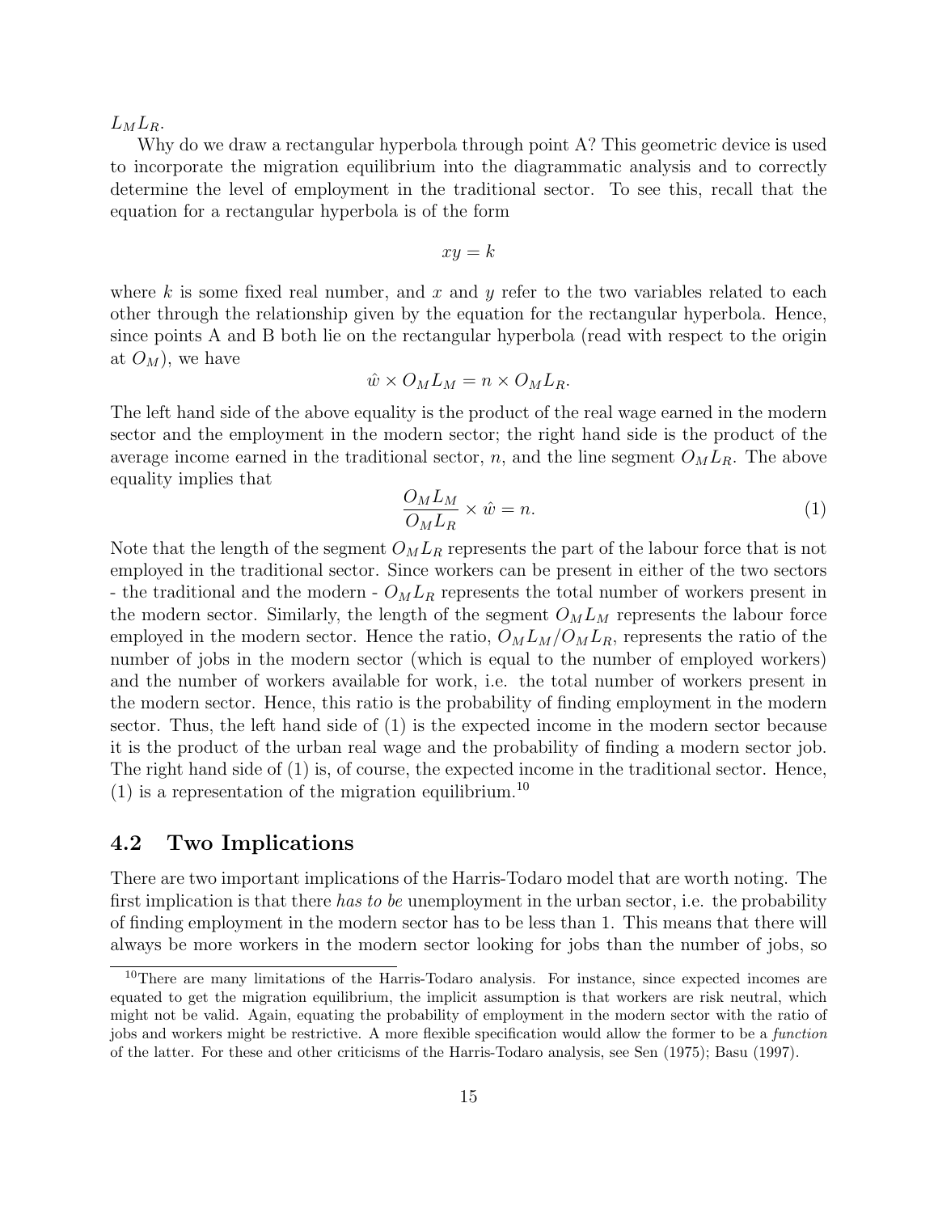$L_M L_R$.

Why do we draw a rectangular hyperbola through point A? This geometric device is used to incorporate the migration equilibrium into the diagrammatic analysis and to correctly determine the level of employment in the traditional sector. To see this, recall that the equation for a rectangular hyperbola is of the form

$$xy = k$$

where $k$ is some fixed real number, and $x$ and $y$ refer to the two variables related to each other through the relationship given by the equation for the rectangular hyperbola. Hence, since points A and B both lie on the rectangular hyperbola (read with respect to the origin at $O_M$), we have

$$\hat{w} \times O_M L_M = n \times O_M L_R.$$

The left hand side of the above equality is the product of the real wage earned in the modern sector and the employment in the modern sector; the right hand side is the product of the average income earned in the traditional sector, $n$, and the line segment $O_M L_R$. The above equality implies that

$$\frac{O_M L_M}{O_M L_R} \times \hat{w} = n. \tag{1}$$

Note that the length of the segment $O_M L_R$ represents the part of the labour force that is not employed in the traditional sector. Since workers can be present in either of the two sectors - the traditional and the modern - $O_M L_R$ represents the total number of workers present in the modern sector. Similarly, the length of the segment $O_M L_M$ represents the labour force employed in the modern sector. Hence the ratio, $O_M L_M / O_M L_R$, represents the ratio of the number of jobs in the modern sector (which is equal to the number of employed workers) and the number of workers available for work, i.e. the total number of workers present in the modern sector. Hence, this ratio is the probability of finding employment in the modern sector. Thus, the left hand side of (1) is the expected income in the modern sector because it is the product of the urban real wage and the probability of finding a modern sector job. The right hand side of (1) is, of course, the expected income in the traditional sector. Hence, (1) is a representation of the migration equilibrium.[10]

## 4.2 Two Implications

There are two important implications of the Harris-Todaro model that are worth noting. The first implication is that there *has to be* unemployment in the urban sector, i.e. the probability of finding employment in the modern sector has to be less than 1. This means that there will always be more workers in the modern sector looking for jobs than the number of jobs, so

[10] There are many limitations of the Harris-Todaro analysis. For instance, since expected incomes are equated to get the migration equilibrium, the implicit assumption is that workers are risk neutral, which might not be valid. Again, equating the probability of employment in the modern sector with the ratio of jobs and workers might be restrictive. A more flexible specification would allow the former to be a *function* of the latter. For these and other criticisms of the Harris-Todaro analysis, see Sen (1975); Basu (1997).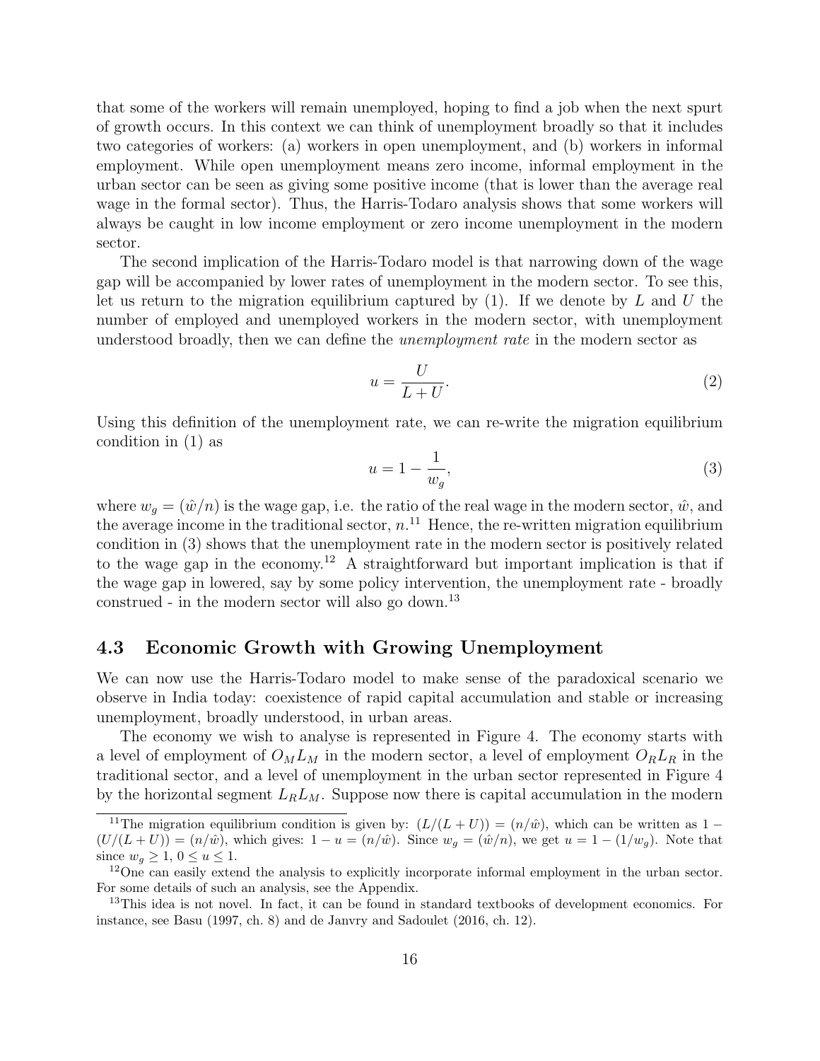that some of the workers will remain unemployed, hoping to find a job when the next spurt of growth occurs. In this context we can think of unemployment broadly so that it includes two categories of workers: (a) workers in open unemployment, and (b) workers in informal employment. While open unemployment means zero income, informal employment in the urban sector can be seen as giving some positive income (that is lower than the average real wage in the formal sector). Thus, the Harris-Todaro analysis shows that some workers will always be caught in low income employment or zero income unemployment in the modern sector.

The second implication of the Harris-Todaro model is that narrowing down of the wage gap will be accompanied by lower rates of unemployment in the modern sector. To see this, let us return to the migration equilibrium captured by (1). If we denote by $L$ and $U$ the number of employed and unemployed workers in the modern sector, with unemployment understood broadly, then we can define the *unemployment rate* in the modern sector as

$$u = \frac{U}{L+U}. \tag{2}$$

Using this definition of the unemployment rate, we can re-write the migration equilibrium condition in (1) as

$$u = 1 - \frac{1}{w_g}, \tag{3}$$

where $w_g = (\hat{w}/n)$ is the wage gap, i.e. the ratio of the real wage in the modern sector, $\hat{w}$, and the average income in the traditional sector, $n$.[11] Hence, the re-written migration equilibrium condition in (3) shows that the unemployment rate in the modern sector is positively related to the wage gap in the economy.[12] A straightforward but important implication is that if the wage gap in lowered, say by some policy intervention, the unemployment rate - broadly construed - in the modern sector will also go down.[13]

### 4.3 Economic Growth with Growing Unemployment

We can now use the Harris-Todaro model to make sense of the paradoxical scenario we observe in India today: coexistence of rapid capital accumulation and stable or increasing unemployment, broadly understood, in urban areas.

The economy we wish to analyse is represented in Figure 4. The economy starts with a level of employment of $O_M L_M$ in the modern sector, a level of employment $O_R L_R$ in the traditional sector, and a level of unemployment in the urban sector represented in Figure 4 by the horizontal segment $L_R L_M$. Suppose now there is capital accumulation in the modern

[11] The migration equilibrium condition is given by: $(L/(L+U)) = (n/\hat{w})$, which can be written as $1 - (U/(L+U)) = (n/\hat{w})$, which gives: $1 - u = (n/\hat{w})$. Since $w_g = (\hat{w}/n)$, we get $u = 1 - (1/w_g)$. Note that since $w_g \geq 1$, $0 \leq u \leq 1$.

[12] One can easily extend the analysis to explicitly incorporate informal employment in the urban sector. For some details of such an analysis, see the Appendix.

[13] This idea is not novel. In fact, it can be found in standard textbooks of development economics. For instance, see Basu (1997, ch. 8) and de Janvry and Sadoulet (2016, ch. 12).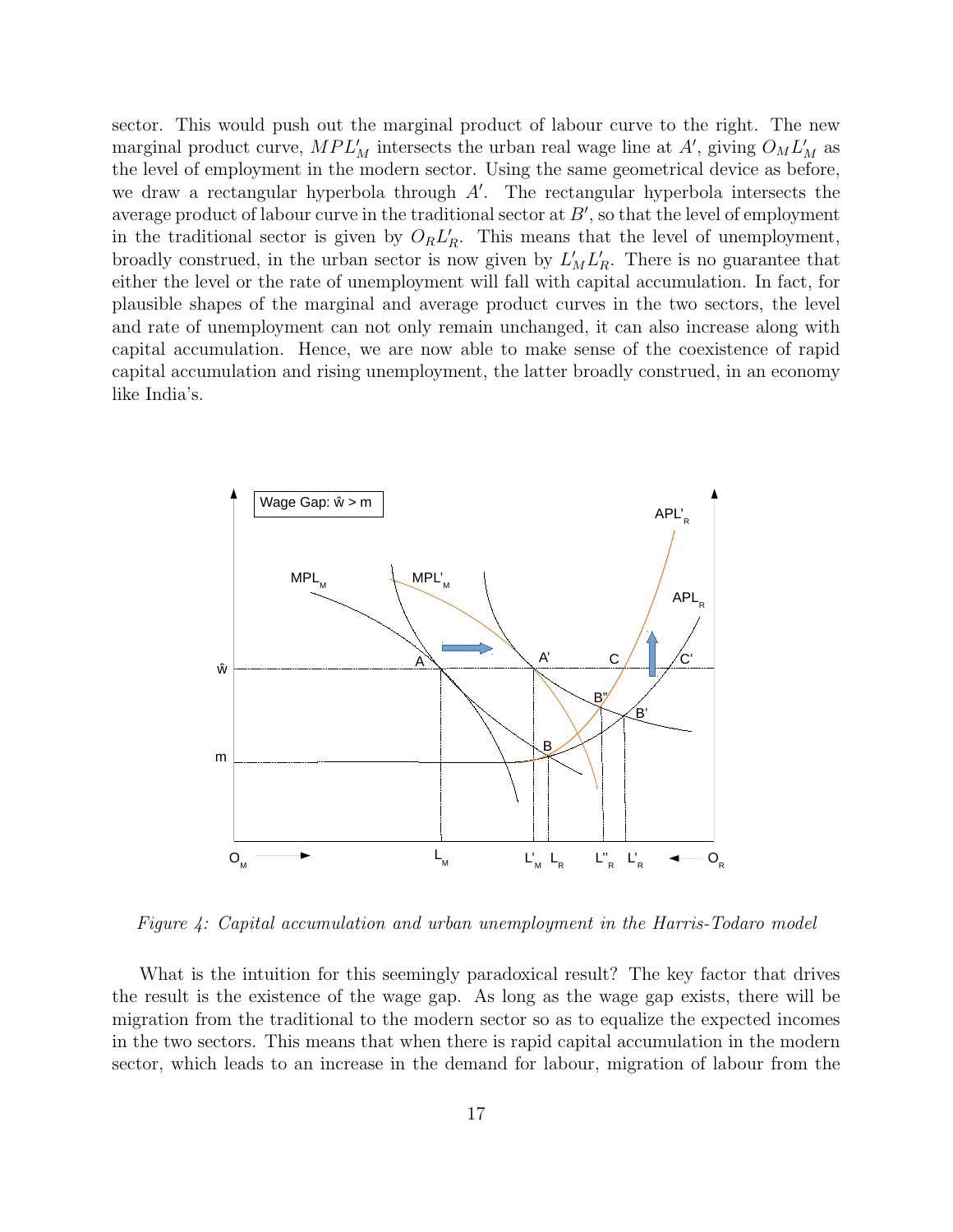sector. This would push out the marginal product of labour curve to the right. The new marginal product curve, $MPL'_M$ intersects the urban real wage line at $A'$, giving $O_M L'_M$ as the level of employment in the modern sector. Using the same geometrical device as before, we draw a rectangular hyperbola through $A'$. The rectangular hyperbola intersects the average product of labour curve in the traditional sector at $B'$, so that the level of employment in the traditional sector is given by $O_R L'_R$. This means that the level of unemployment, broadly construed, in the urban sector is now given by $L'_M L'_R$. There is no guarantee that either the level or the rate of unemployment will fall with capital accumulation. In fact, for plausible shapes of the marginal and average product curves in the two sectors, the level and rate of unemployment can not only remain unchanged, it can also increase along with capital accumulation. Hence, we are now able to make sense of the coexistence of rapid capital accumulation and rising unemployment, the latter broadly construed, in an economy like India's.

*Figure 4: Capital accumulation and urban unemployment in the Harris-Todaro model*

What is the intuition for this seemingly paradoxical result? The key factor that drives the result is the existence of the wage gap. As long as the wage gap exists, there will be migration from the traditional to the modern sector so as to equalize the expected incomes in the two sectors. This means that when there is rapid capital accumulation in the modern sector, which leads to an increase in the demand for labour, migration of labour from the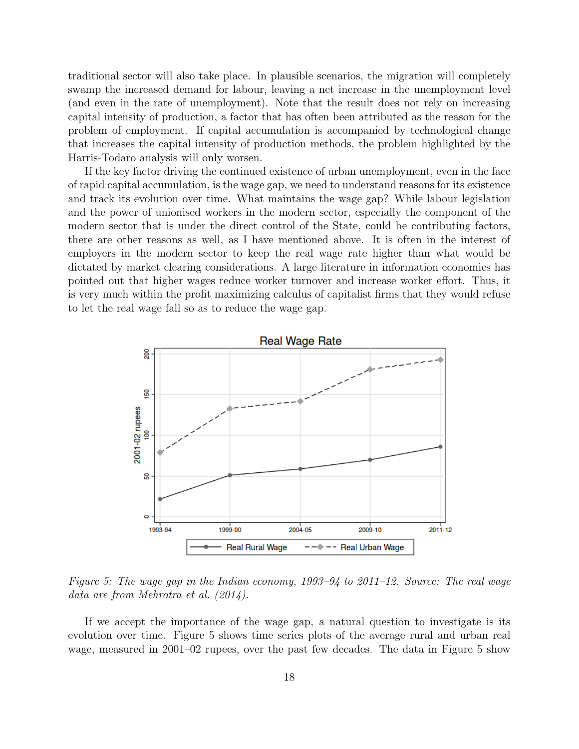traditional sector will also take place. In plausible scenarios, the migration will completely swamp the increased demand for labour, leaving a net increase in the unemployment level (and even in the rate of unemployment). Note that the result does not rely on increasing capital intensity of production, a factor that has often been attributed as the reason for the problem of employment. If capital accumulation is accompanied by technological change that increases the capital intensity of production methods, the problem highlighted by the Harris-Todaro analysis will only worsen.

If the key factor driving the continued existence of urban unemployment, even in the face of rapid capital accumulation, is the wage gap, we need to understand reasons for its existence and track its evolution over time. What maintains the wage gap? While labour legislation and the power of unionised workers in the modern sector, especially the component of the modern sector that is under the direct control of the State, could be contributing factors, there are other reasons as well, as I have mentioned above. It is often in the interest of employers in the modern sector to keep the real wage rate higher than what would be dictated by market clearing considerations. A large literature in information economics has pointed out that higher wages reduce worker turnover and increase worker effort. Thus, it is very much within the profit maximizing calculus of capitalist firms that they would refuse to let the real wage fall so as to reduce the wage gap.

*Figure 5: The wage gap in the Indian economy, 1993–94 to 2011–12. Source: The real wage data are from Mehrotra et al. (2014).*

If we accept the importance of the wage gap, a natural question to investigate is its evolution over time. Figure 5 shows time series plots of the average rural and urban real wage, measured in 2001–02 rupees, over the past few decades. The data in Figure 5 show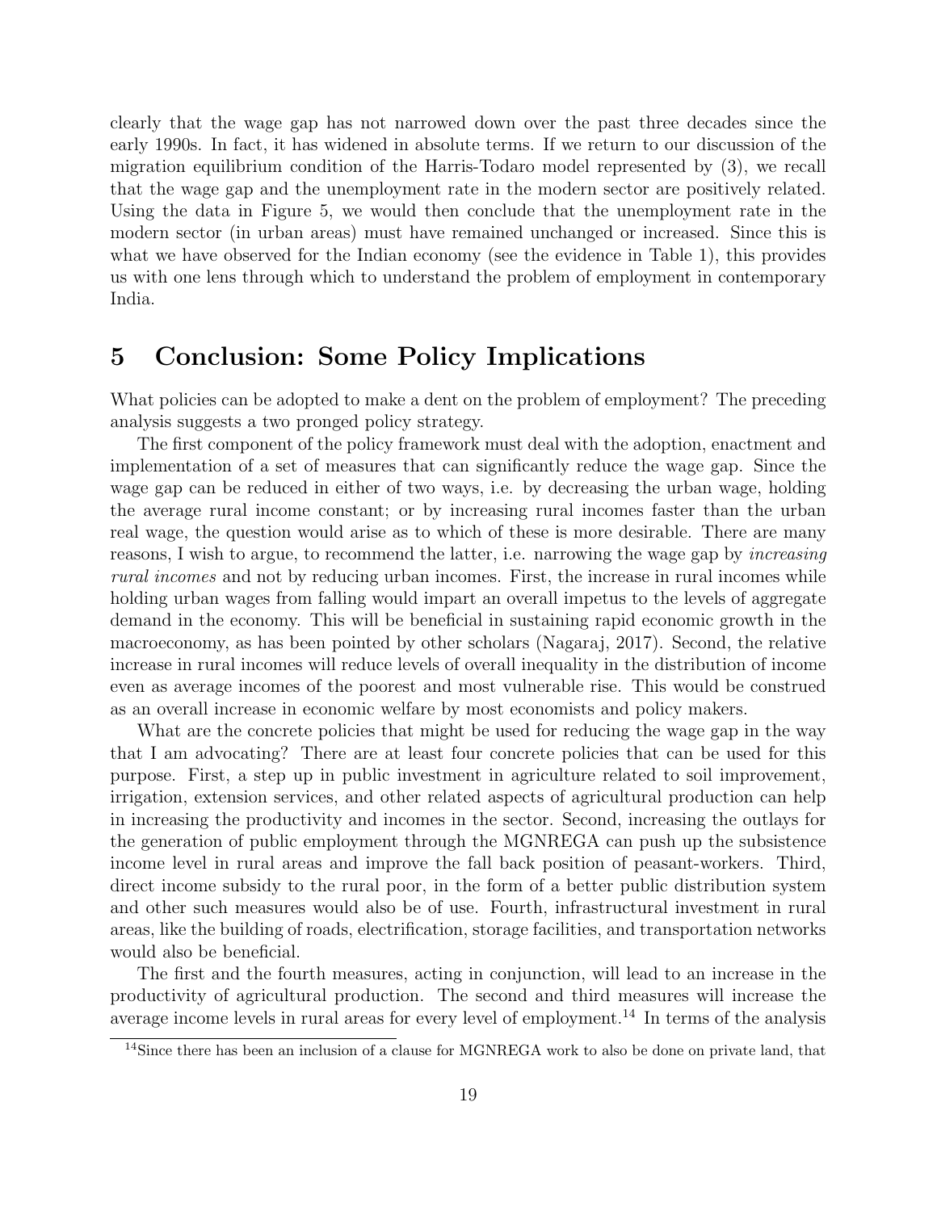clearly that the wage gap has not narrowed down over the past three decades since the early 1990s. In fact, it has widened in absolute terms. If we return to our discussion of the migration equilibrium condition of the Harris-Todaro model represented by (3), we recall that the wage gap and the unemployment rate in the modern sector are positively related. Using the data in Figure 5, we would then conclude that the unemployment rate in the modern sector (in urban areas) must have remained unchanged or increased. Since this is what we have observed for the Indian economy (see the evidence in Table 1), this provides us with one lens through which to understand the problem of employment in contemporary India.

# 5 Conclusion: Some Policy Implications

What policies can be adopted to make a dent on the problem of employment? The preceding analysis suggests a two pronged policy strategy.

The first component of the policy framework must deal with the adoption, enactment and implementation of a set of measures that can significantly reduce the wage gap. Since the wage gap can be reduced in either of two ways, i.e. by decreasing the urban wage, holding the average rural income constant; or by increasing rural incomes faster than the urban real wage, the question would arise as to which of these is more desirable. There are many reasons, I wish to argue, to recommend the latter, i.e. narrowing the wage gap by *increasing rural incomes* and not by reducing urban incomes. First, the increase in rural incomes while holding urban wages from falling would impart an overall impetus to the levels of aggregate demand in the economy. This will be beneficial in sustaining rapid economic growth in the macroeconomy, as has been pointed by other scholars (Nagaraj, 2017). Second, the relative increase in rural incomes will reduce levels of overall inequality in the distribution of income even as average incomes of the poorest and most vulnerable rise. This would be construed as an overall increase in economic welfare by most economists and policy makers.

What are the concrete policies that might be used for reducing the wage gap in the way that I am advocating? There are at least four concrete policies that can be used for this purpose. First, a step up in public investment in agriculture related to soil improvement, irrigation, extension services, and other related aspects of agricultural production can help in increasing the productivity and incomes in the sector. Second, increasing the outlays for the generation of public employment through the MGNREGA can push up the subsistence income level in rural areas and improve the fall back position of peasant-workers. Third, direct income subsidy to the rural poor, in the form of a better public distribution system and other such measures would also be of use. Fourth, infrastructural investment in rural areas, like the building of roads, electrification, storage facilities, and transportation networks would also be beneficial.

The first and the fourth measures, acting in conjunction, will lead to an increase in the productivity of agricultural production. The second and third measures will increase the average income levels in rural areas for every level of employment.[14] In terms of the analysis

[14] Since there has been an inclusion of a clause for MGNREGA work to also be done on private land, that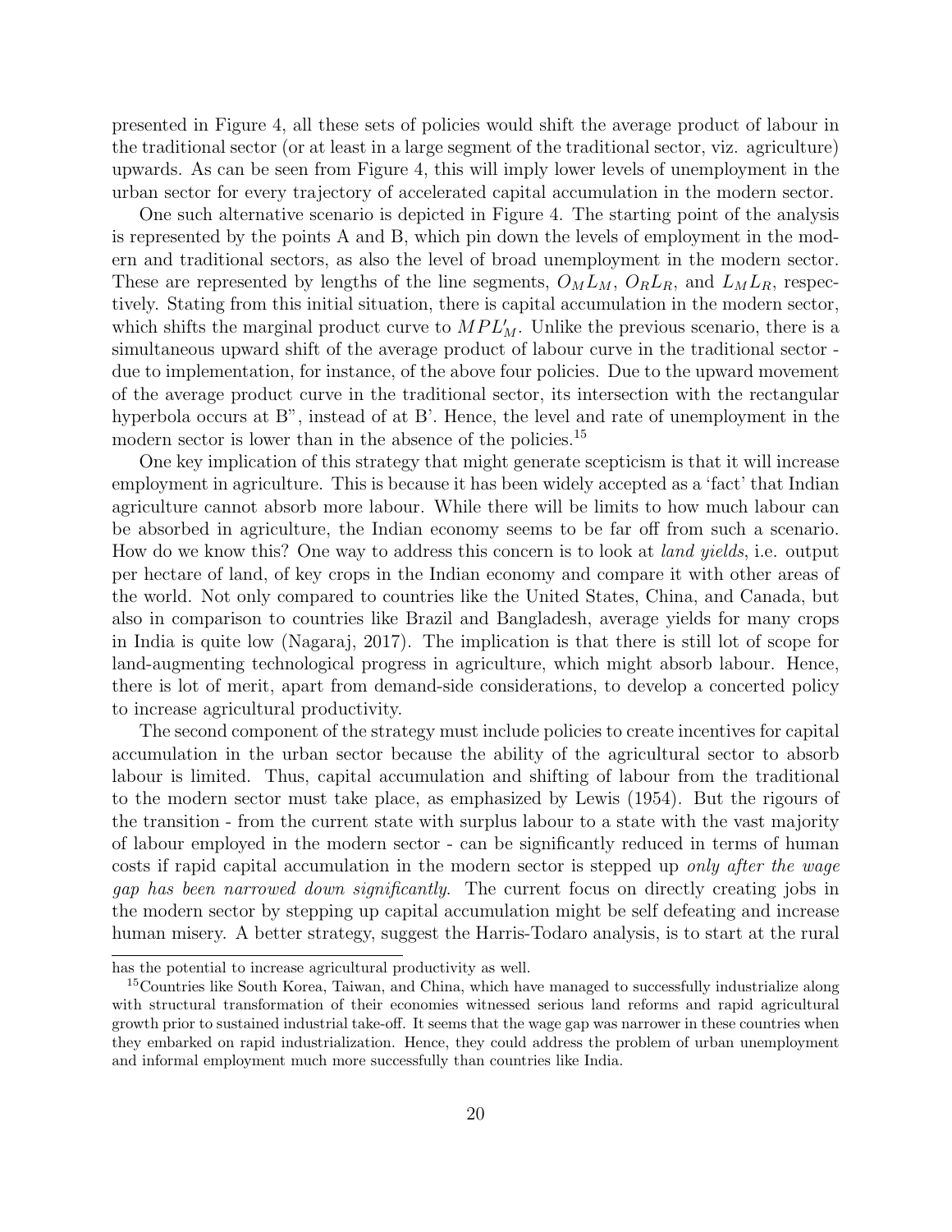presented in Figure 4, all these sets of policies would shift the average product of labour in the traditional sector (or at least in a large segment of the traditional sector, viz. agriculture) upwards. As can be seen from Figure 4, this will imply lower levels of unemployment in the urban sector for every trajectory of accelerated capital accumulation in the modern sector.

One such alternative scenario is depicted in Figure 4. The starting point of the analysis is represented by the points A and B, which pin down the levels of employment in the modern and traditional sectors, as also the level of broad unemployment in the modern sector. These are represented by lengths of the line segments, $O_M L_M$, $O_R L_R$, and $L_M L_R$, respectively. Stating from this initial situation, there is capital accumulation in the modern sector, which shifts the marginal product curve to $MPL'_M$. Unlike the previous scenario, there is a simultaneous upward shift of the average product of labour curve in the traditional sector - due to implementation, for instance, of the above four policies. Due to the upward movement of the average product curve in the traditional sector, its intersection with the rectangular hyperbola occurs at B", instead of at B'. Hence, the level and rate of unemployment in the modern sector is lower than in the absence of the policies.[15]

One key implication of this strategy that might generate scepticism is that it will increase employment in agriculture. This is because it has been widely accepted as a 'fact' that Indian agriculture cannot absorb more labour. While there will be limits to how much labour can be absorbed in agriculture, the Indian economy seems to be far off from such a scenario. How do we know this? One way to address this concern is to look at *land yields*, i.e. output per hectare of land, of key crops in the Indian economy and compare it with other areas of the world. Not only compared to countries like the United States, China, and Canada, but also in comparison to countries like Brazil and Bangladesh, average yields for many crops in India is quite low (Nagaraj, 2017). The implication is that there is still lot of scope for land-augmenting technological progress in agriculture, which might absorb labour. Hence, there is lot of merit, apart from demand-side considerations, to develop a concerted policy to increase agricultural productivity.

The second component of the strategy must include policies to create incentives for capital accumulation in the urban sector because the ability of the agricultural sector to absorb labour is limited. Thus, capital accumulation and shifting of labour from the traditional to the modern sector must take place, as emphasized by Lewis (1954). But the rigours of the transition - from the current state with surplus labour to a state with the vast majority of labour employed in the modern sector - can be significantly reduced in terms of human costs if rapid capital accumulation in the modern sector is stepped up *only after the wage gap has been narrowed down significantly*. The current focus on directly creating jobs in the modern sector by stepping up capital accumulation might be self defeating and increase human misery. A better strategy, suggest the Harris-Todaro analysis, is to start at the rural

---

has the potential to increase agricultural productivity as well.

[15] Countries like South Korea, Taiwan, and China, which have managed to successfully industrialize along with structural transformation of their economies witnessed serious land reforms and rapid agricultural growth prior to sustained industrial take-off. It seems that the wage gap was narrower in these countries when they embarked on rapid industrialization. Hence, they could address the problem of urban unemployment and informal employment much more successfully than countries like India.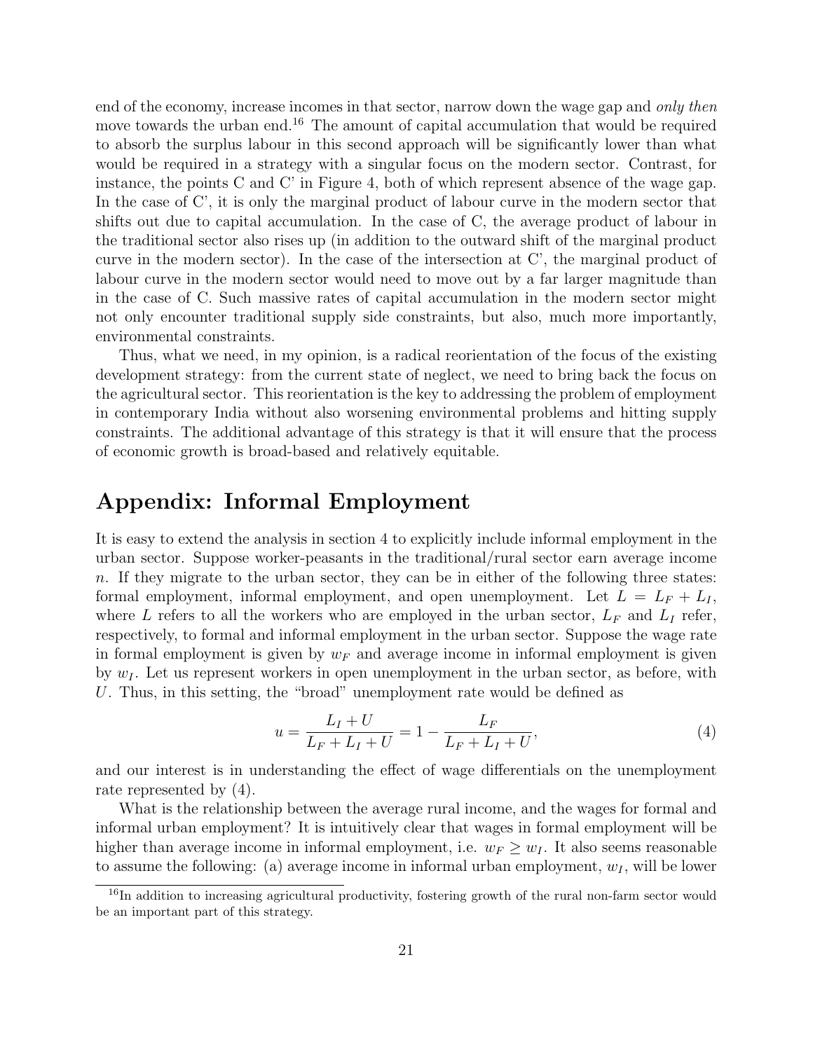end of the economy, increase incomes in that sector, narrow down the wage gap and *only then* move towards the urban end.[16] The amount of capital accumulation that would be required to absorb the surplus labour in this second approach will be significantly lower than what would be required in a strategy with a singular focus on the modern sector. Contrast, for instance, the points C and C' in Figure 4, both of which represent absence of the wage gap. In the case of C', it is only the marginal product of labour curve in the modern sector that shifts out due to capital accumulation. In the case of C, the average product of labour in the traditional sector also rises up (in addition to the outward shift of the marginal product curve in the modern sector). In the case of the intersection at C', the marginal product of labour curve in the modern sector would need to move out by a far larger magnitude than in the case of C. Such massive rates of capital accumulation in the modern sector might not only encounter traditional supply side constraints, but also, much more importantly, environmental constraints.

Thus, what we need, in my opinion, is a radical reorientation of the focus of the existing development strategy: from the current state of neglect, we need to bring back the focus on the agricultural sector. This reorientation is the key to addressing the problem of employment in contemporary India without also worsening environmental problems and hitting supply constraints. The additional advantage of this strategy is that it will ensure that the process of economic growth is broad-based and relatively equitable.

# Appendix: Informal Employment

It is easy to extend the analysis in section 4 to explicitly include informal employment in the urban sector. Suppose worker-peasants in the traditional/rural sector earn average income $n$. If they migrate to the urban sector, they can be in either of the following three states: formal employment, informal employment, and open unemployment. Let $L = L_F + L_I$, where $L$ refers to all the workers who are employed in the urban sector, $L_F$ and $L_I$ refer, respectively, to formal and informal employment in the urban sector. Suppose the wage rate in formal employment is given by $w_F$ and average income in informal employment is given by $w_I$. Let us represent workers in open unemployment in the urban sector, as before, with $U$. Thus, in this setting, the "broad" unemployment rate would be defined as

$$u = \frac{L_I + U}{L_F + L_I + U} = 1 - \frac{L_F}{L_F + L_I + U}, \tag{4}$$

and our interest is in understanding the effect of wage differentials on the unemployment rate represented by (4).

What is the relationship between the average rural income, and the wages for formal and informal urban employment? It is intuitively clear that wages in formal employment will be higher than average income in informal employment, i.e. $w_F \geq w_I$. It also seems reasonable to assume the following: (a) average income in informal urban employment, $w_I$, will be lower

[16] In addition to increasing agricultural productivity, fostering growth of the rural non-farm sector would be an important part of this strategy.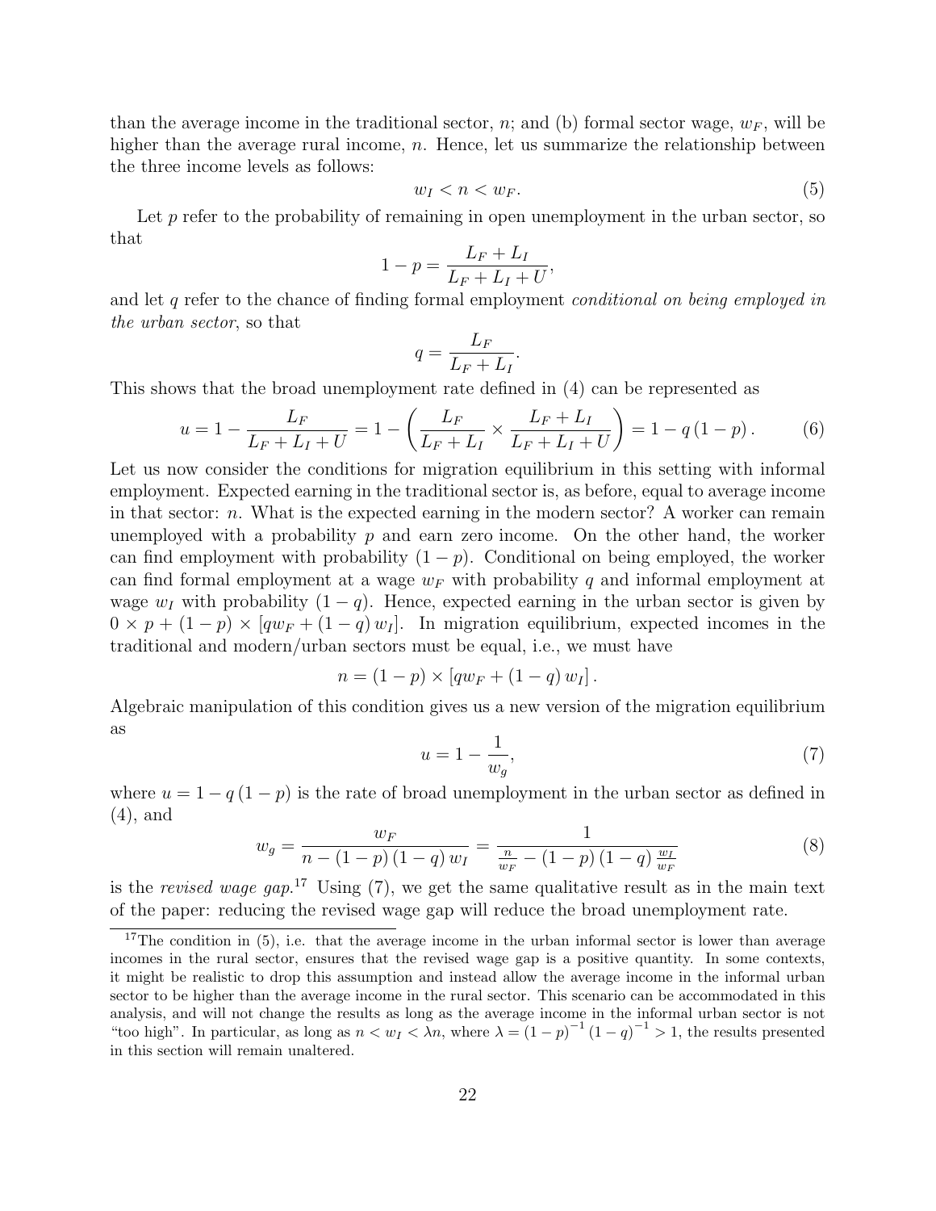than the average income in the traditional sector, $n$; and (b) formal sector wage, $w_F$, will be higher than the average rural income, $n$. Hence, let us summarize the relationship between the three income levels as follows:

$$w_I < n < w_F. \tag{5}$$

Let $p$ refer to the probability of remaining in open unemployment in the urban sector, so that

$$1 - p = \frac{L_F + L_I}{L_F + L_I + U},$$

and let $q$ refer to the chance of finding formal employment *conditional on being employed in the urban sector*, so that

$$q = \frac{L_F}{L_F + L_I}.$$

This shows that the broad unemployment rate defined in (4) can be represented as

$$u = 1 - \frac{L_F}{L_F + L_I + U} = 1 - \left( \frac{L_F}{L_F + L_I} \times \frac{L_F + L_I}{L_F + L_I + U} \right) = 1 - q\left(1 - p\right). \tag{6}$$

Let us now consider the conditions for migration equilibrium in this setting with informal employment. Expected earning in the traditional sector is, as before, equal to average income in that sector: $n$. What is the expected earning in the modern sector? A worker can remain unemployed with a probability $p$ and earn zero income. On the other hand, the worker can find employment with probability $(1-p)$. Conditional on being employed, the worker can find formal employment at a wage $w_F$ with probability $q$ and informal employment at wage $w_I$ with probability $(1-q)$. Hence, expected earning in the urban sector is given by $0 \times p + (1-p) \times [qw_F + (1-q)\, w_I]$. In migration equilibrium, expected incomes in the traditional and modern/urban sectors must be equal, i.e., we must have

$$n = (1-p) \times [qw_F + (1-q)\, w_I].$$

Algebraic manipulation of this condition gives us a new version of the migration equilibrium as

$$u = 1 - \frac{1}{w_g}, \tag{7}$$

where $u = 1 - q(1-p)$ is the rate of broad unemployment in the urban sector as defined in (4), and

$$w_g = \frac{w_F}{n - (1-p)(1-q)\, w_I} = \frac{1}{\frac{n}{w_F} - (1-p)(1-q)\frac{w_I}{w_F}} \tag{8}$$

is the *revised wage gap*.[17] Using (7), we get the same qualitative result as in the main text of the paper: reducing the revised wage gap will reduce the broad unemployment rate.

[17] The condition in (5), i.e. that the average income in the urban informal sector is lower than average incomes in the rural sector, ensures that the revised wage gap is a positive quantity. In some contexts, it might be realistic to drop this assumption and instead allow the average income in the informal urban sector to be higher than the average income in the rural sector. This scenario can be accommodated in this analysis, and will not change the results as long as the average income in the informal urban sector is not "too high". In particular, as long as $n < w_I < \lambda n$, where $\lambda = (1-p)^{-1}(1-q)^{-1} > 1$, the results presented in this section will remain unaltered.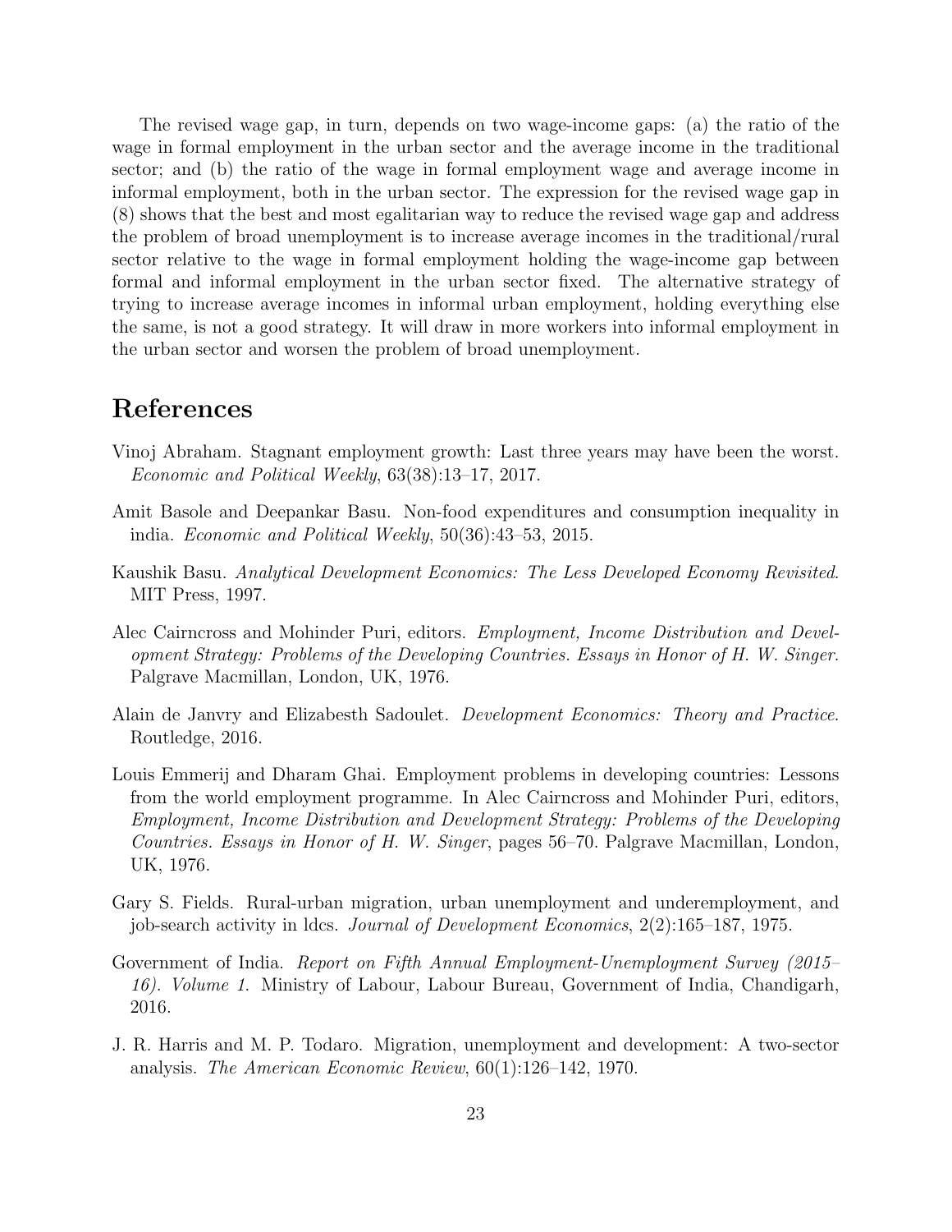The revised wage gap, in turn, depends on two wage-income gaps: (a) the ratio of the wage in formal employment in the urban sector and the average income in the traditional sector; and (b) the ratio of the wage in formal employment wage and average income in informal employment, both in the urban sector. The expression for the revised wage gap in (8) shows that the best and most egalitarian way to reduce the revised wage gap and address the problem of broad unemployment is to increase average incomes in the traditional/rural sector relative to the wage in formal employment holding the wage-income gap between formal and informal employment in the urban sector fixed. The alternative strategy of trying to increase average incomes in informal urban employment, holding everything else the same, is not a good strategy. It will draw in more workers into informal employment in the urban sector and worsen the problem of broad unemployment.

# References

Vinoj Abraham. Stagnant employment growth: Last three years may have been the worst. *Economic and Political Weekly*, 63(38):13–17, 2017.

Amit Basole and Deepankar Basu. Non-food expenditures and consumption inequality in india. *Economic and Political Weekly*, 50(36):43–53, 2015.

Kaushik Basu. *Analytical Development Economics: The Less Developed Economy Revisited*. MIT Press, 1997.

Alec Cairncross and Mohinder Puri, editors. *Employment, Income Distribution and Development Strategy: Problems of the Developing Countries. Essays in Honor of H. W. Singer*. Palgrave Macmillan, London, UK, 1976.

Alain de Janvry and Elizabesth Sadoulet. *Development Economics: Theory and Practice*. Routledge, 2016.

Louis Emmerij and Dharam Ghai. Employment problems in developing countries: Lessons from the world employment programme. In Alec Cairncross and Mohinder Puri, editors, *Employment, Income Distribution and Development Strategy: Problems of the Developing Countries. Essays in Honor of H. W. Singer*, pages 56–70. Palgrave Macmillan, London, UK, 1976.

Gary S. Fields. Rural-urban migration, urban unemployment and underemployment, and job-search activity in ldcs. *Journal of Development Economics*, 2(2):165–187, 1975.

Government of India. *Report on Fifth Annual Employment-Unemployment Survey (2015–16). Volume 1.* Ministry of Labour, Labour Bureau, Government of India, Chandigarh, 2016.

J. R. Harris and M. P. Todaro. Migration, unemployment and development: A two-sector analysis. *The American Economic Review*, 60(1):126–142, 1970.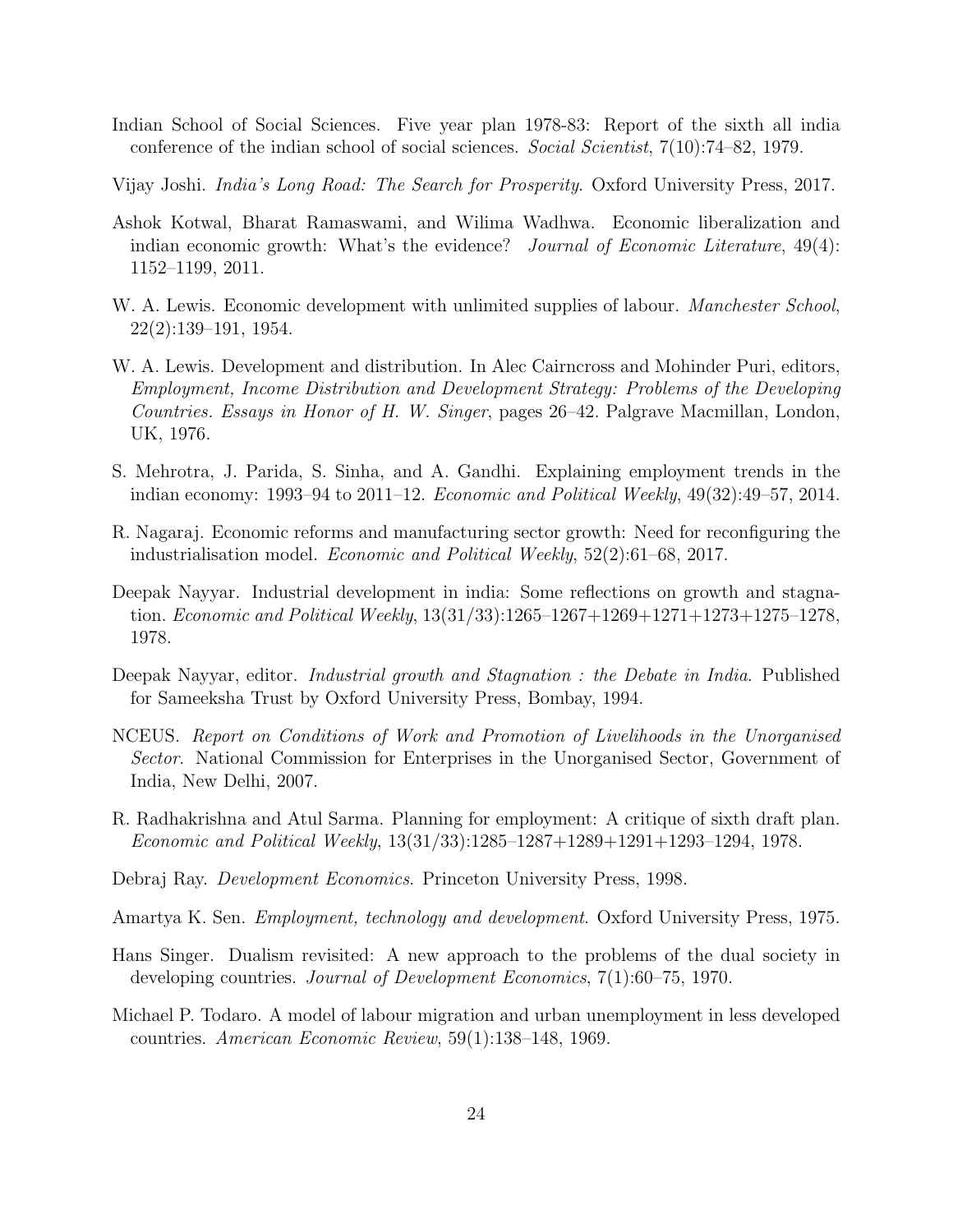Indian School of Social Sciences. Five year plan 1978-83: Report of the sixth all india conference of the indian school of social sciences. *Social Scientist*, 7(10):74–82, 1979.

Vijay Joshi. *India's Long Road: The Search for Prosperity*. Oxford University Press, 2017.

Ashok Kotwal, Bharat Ramaswami, and Wilima Wadhwa. Economic liberalization and indian economic growth: What's the evidence? *Journal of Economic Literature*, 49(4): 1152–1199, 2011.

W. A. Lewis. Economic development with unlimited supplies of labour. *Manchester School*, 22(2):139–191, 1954.

W. A. Lewis. Development and distribution. In Alec Cairncross and Mohinder Puri, editors, *Employment, Income Distribution and Development Strategy: Problems of the Developing Countries. Essays in Honor of H. W. Singer*, pages 26–42. Palgrave Macmillan, London, UK, 1976.

S. Mehrotra, J. Parida, S. Sinha, and A. Gandhi. Explaining employment trends in the indian economy: 1993–94 to 2011–12. *Economic and Political Weekly*, 49(32):49–57, 2014.

R. Nagaraj. Economic reforms and manufacturing sector growth: Need for reconfiguring the industrialisation model. *Economic and Political Weekly*, 52(2):61–68, 2017.

Deepak Nayyar. Industrial development in india: Some reflections on growth and stagnation. *Economic and Political Weekly*, 13(31/33):1265–1267+1269+1271+1273+1275–1278, 1978.

Deepak Nayyar, editor. *Industrial growth and Stagnation : the Debate in India*. Published for Sameeksha Trust by Oxford University Press, Bombay, 1994.

NCEUS. *Report on Conditions of Work and Promotion of Livelihoods in the Unorganised Sector*. National Commission for Enterprises in the Unorganised Sector, Government of India, New Delhi, 2007.

R. Radhakrishna and Atul Sarma. Planning for employment: A critique of sixth draft plan. *Economic and Political Weekly*, 13(31/33):1285–1287+1289+1291+1293–1294, 1978.

Debraj Ray. *Development Economics*. Princeton University Press, 1998.

Amartya K. Sen. *Employment, technology and development*. Oxford University Press, 1975.

Hans Singer. Dualism revisited: A new approach to the problems of the dual society in developing countries. *Journal of Development Economics*, 7(1):60–75, 1970.

Michael P. Todaro. A model of labour migration and urban unemployment in less developed countries. *American Economic Review*, 59(1):138–148, 1969.